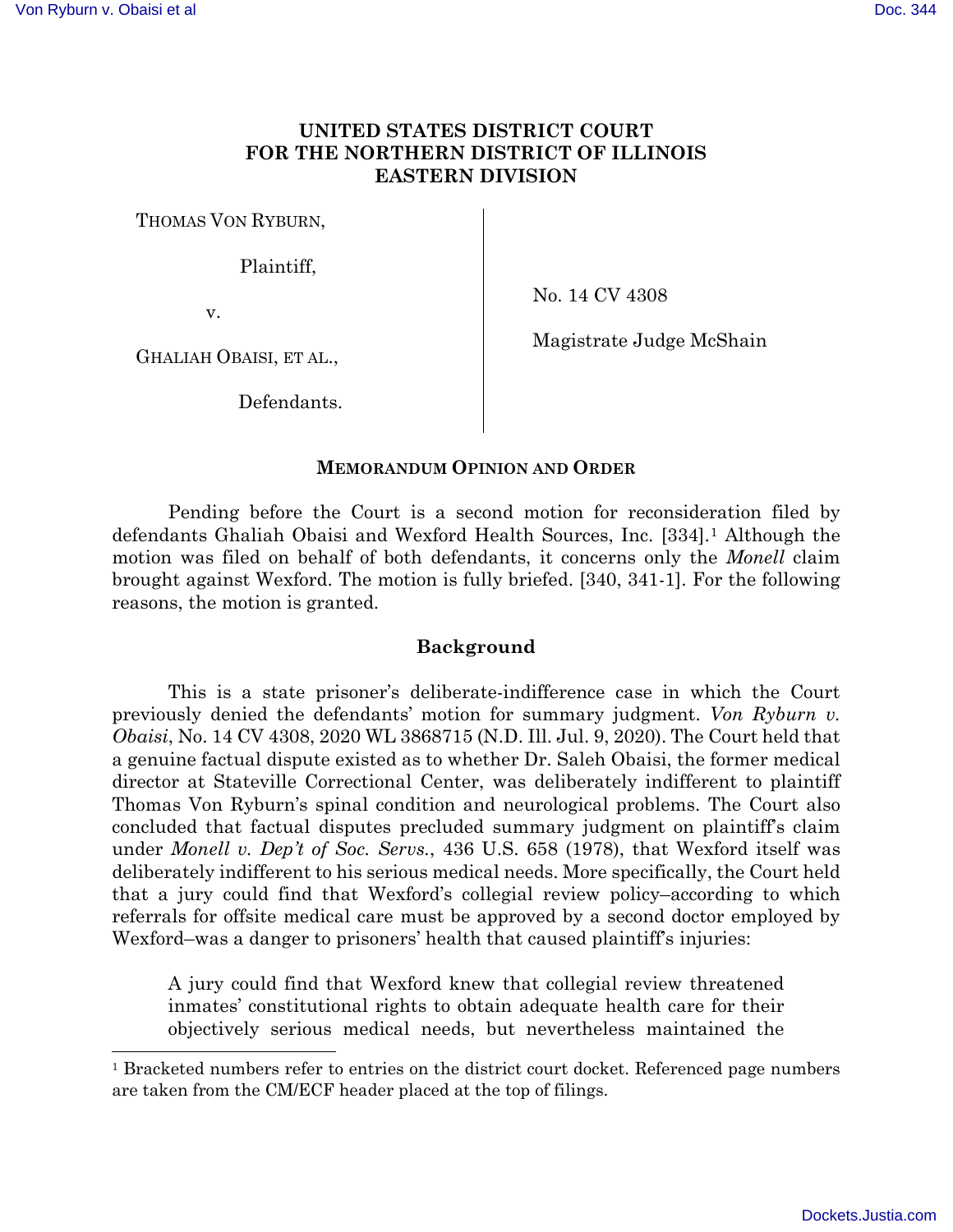# UNITED STATES DISTRICT COURT
# FOR THE NORTHERN DISTRICT OF ILLINOIS
# EASTERN DIVISION

THOMAS VON RYBURN,

Plaintiff,

v.

GHALIAH OBAISI, ET AL.,

Defendants.

No. 14 CV 4308

Magistrate Judge McShain

## MEMORANDUM OPINION AND ORDER

Pending before the Court is a second motion for reconsideration filed by defendants Ghaliah Obaisi and Wexford Health Sources, Inc. [334].[1] Although the motion was filed on behalf of both defendants, it concerns only the *Monell* claim brought against Wexford. The motion is fully briefed. [340, 341-1]. For the following reasons, the motion is granted.

## Background

This is a state prisoner's deliberate-indifference case in which the Court previously denied the defendants' motion for summary judgment. *Von Ryburn v. Obaisi*, No. 14 CV 4308, 2020 WL 3868715 (N.D. Ill. Jul. 9, 2020). The Court held that a genuine factual dispute existed as to whether Dr. Saleh Obaisi, the former medical director at Stateville Correctional Center, was deliberately indifferent to plaintiff Thomas Von Ryburn's spinal condition and neurological problems. The Court also concluded that factual disputes precluded summary judgment on plaintiff's claim under *Monell v. Dep't of Soc. Servs.*, 436 U.S. 658 (1978), that Wexford itself was deliberately indifferent to his serious medical needs. More specifically, the Court held that a jury could find that Wexford's collegial review policy–according to which referrals for offsite medical care must be approved by a second doctor employed by Wexford–was a danger to prisoners' health that caused plaintiff's injuries:

> A jury could find that Wexford knew that collegial review threatened inmates' constitutional rights to obtain adequate health care for their objectively serious medical needs, but nevertheless maintained the

[1] Bracketed numbers refer to entries on the district court docket. Referenced page numbers are taken from the CM/ECF header placed at the top of filings.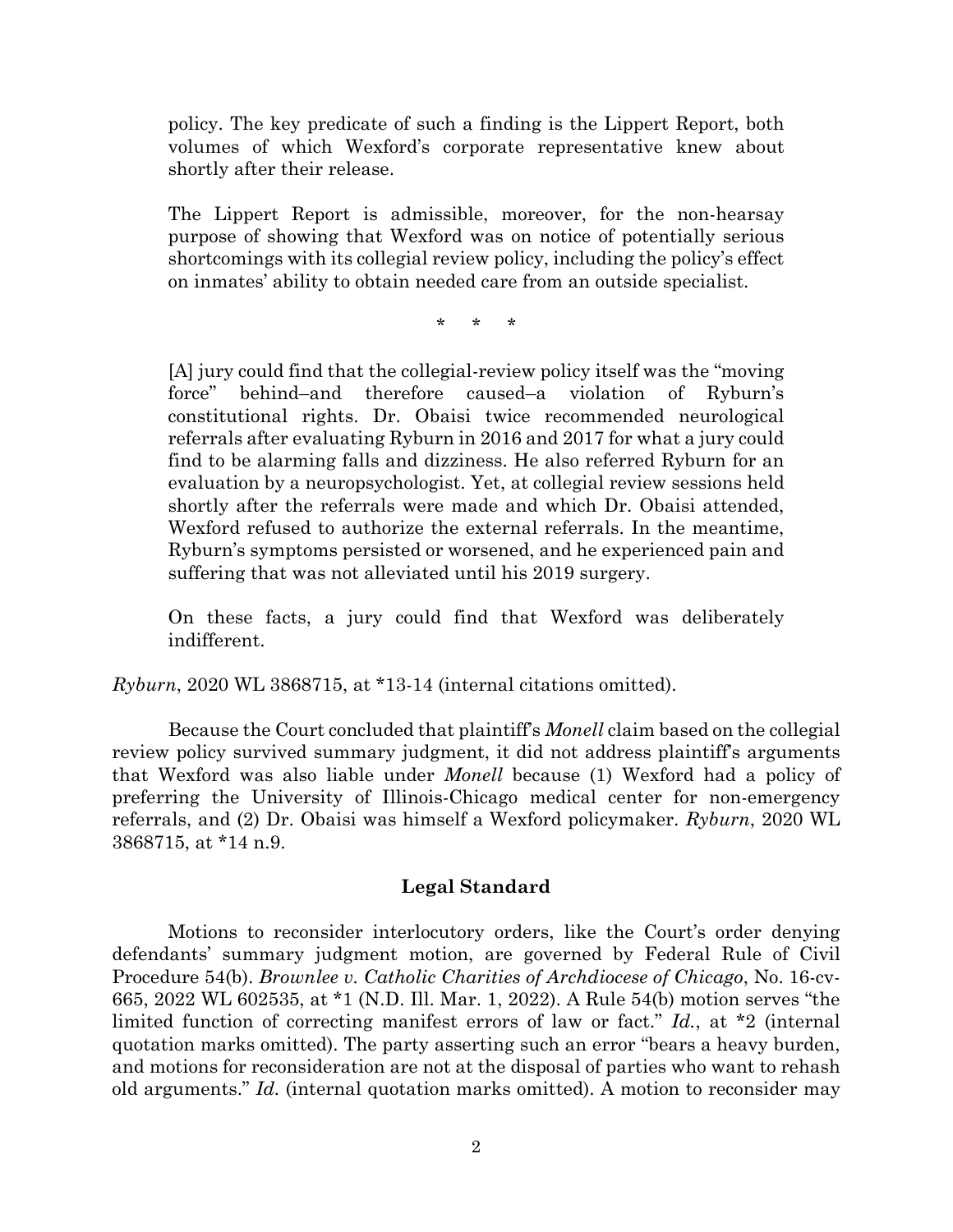policy. The key predicate of such a finding is the Lippert Report, both volumes of which Wexford's corporate representative knew about shortly after their release.

> The Lippert Report is admissible, moreover, for the non-hearsay purpose of showing that Wexford was on notice of potentially serious shortcomings with its collegial review policy, including the policy's effect on inmates' ability to obtain needed care from an outside specialist.
>
> \* \* \*
>
> [A] jury could find that the collegial-review policy itself was the "moving force" behind–and therefore caused–a violation of Ryburn's constitutional rights. Dr. Obaisi twice recommended neurological referrals after evaluating Ryburn in 2016 and 2017 for what a jury could find to be alarming falls and dizziness. He also referred Ryburn for an evaluation by a neuropsychologist. Yet, at collegial review sessions held shortly after the referrals were made and which Dr. Obaisi attended, Wexford refused to authorize the external referrals. In the meantime, Ryburn's symptoms persisted or worsened, and he experienced pain and suffering that was not alleviated until his 2019 surgery.
>
> On these facts, a jury could find that Wexford was deliberately indifferent.

*Ryburn*, 2020 WL 3868715, at \*13-14 (internal citations omitted).

Because the Court concluded that plaintiff's *Monell* claim based on the collegial review policy survived summary judgment, it did not address plaintiff's arguments that Wexford was also liable under *Monell* because (1) Wexford had a policy of preferring the University of Illinois-Chicago medical center for non-emergency referrals, and (2) Dr. Obaisi was himself a Wexford policymaker. *Ryburn*, 2020 WL 3868715, at \*14 n.9.

## Legal Standard

Motions to reconsider interlocutory orders, like the Court's order denying defendants' summary judgment motion, are governed by Federal Rule of Civil Procedure 54(b). *Brownlee v. Catholic Charities of Archdiocese of Chicago*, No. 16-cv-665, 2022 WL 602535, at \*1 (N.D. Ill. Mar. 1, 2022). A Rule 54(b) motion serves "the limited function of correcting manifest errors of law or fact." *Id.*, at \*2 (internal quotation marks omitted). The party asserting such an error "bears a heavy burden, and motions for reconsideration are not at the disposal of parties who want to rehash old arguments." *Id.* (internal quotation marks omitted). A motion to reconsider may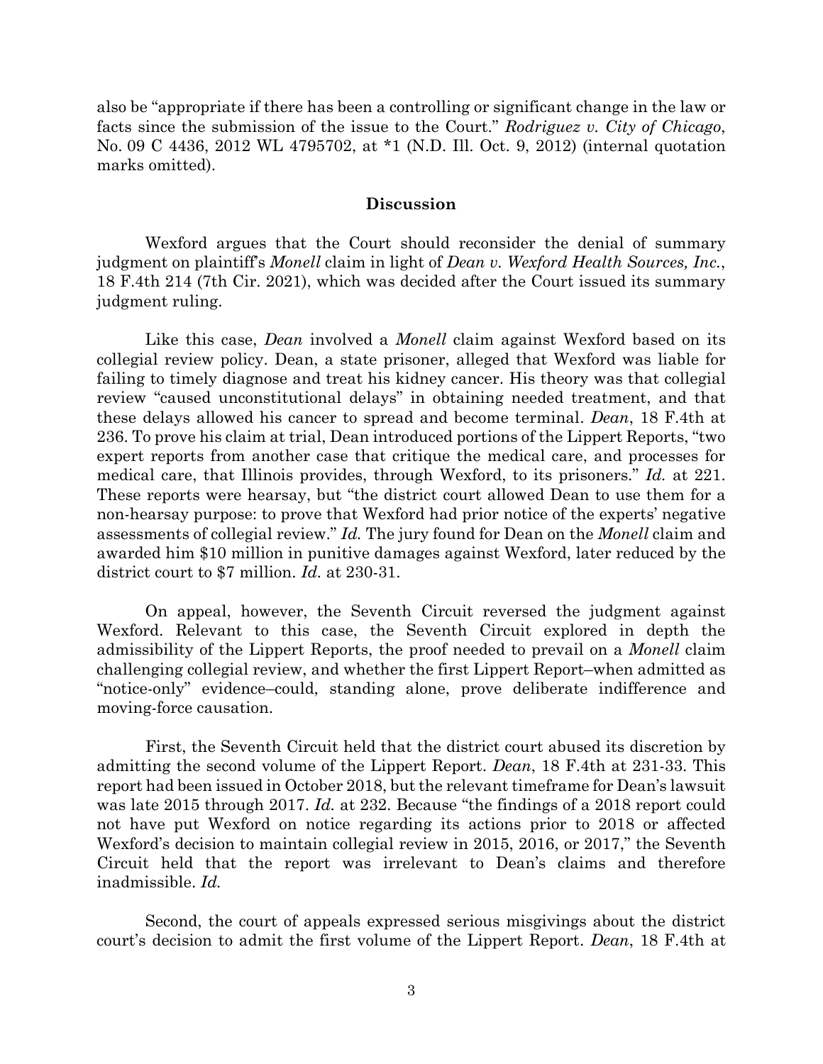also be "appropriate if there has been a controlling or significant change in the law or facts since the submission of the issue to the Court." *Rodriguez v. City of Chicago*, No. 09 C 4436, 2012 WL 4795702, at *1 (N.D. Ill. Oct. 9, 2012) (internal quotation marks omitted).

## Discussion

Wexford argues that the Court should reconsider the denial of summary judgment on plaintiff's *Monell* claim in light of *Dean v. Wexford Health Sources, Inc.*, 18 F.4th 214 (7th Cir. 2021), which was decided after the Court issued its summary judgment ruling.

Like this case, *Dean* involved a *Monell* claim against Wexford based on its collegial review policy. Dean, a state prisoner, alleged that Wexford was liable for failing to timely diagnose and treat his kidney cancer. His theory was that collegial review "caused unconstitutional delays" in obtaining needed treatment, and that these delays allowed his cancer to spread and become terminal. *Dean*, 18 F.4th at 236. To prove his claim at trial, Dean introduced portions of the Lippert Reports, "two expert reports from another case that critique the medical care, and processes for medical care, that Illinois provides, through Wexford, to its prisoners." *Id.* at 221. These reports were hearsay, but "the district court allowed Dean to use them for a non-hearsay purpose: to prove that Wexford had prior notice of the experts' negative assessments of collegial review." *Id.* The jury found for Dean on the *Monell* claim and awarded him $10 million in punitive damages against Wexford, later reduced by the district court to $7 million. *Id.* at 230-31.

On appeal, however, the Seventh Circuit reversed the judgment against Wexford. Relevant to this case, the Seventh Circuit explored in depth the admissibility of the Lippert Reports, the proof needed to prevail on a *Monell* claim challenging collegial review, and whether the first Lippert Report–when admitted as "notice-only" evidence–could, standing alone, prove deliberate indifference and moving-force causation.

First, the Seventh Circuit held that the district court abused its discretion by admitting the second volume of the Lippert Report. *Dean*, 18 F.4th at 231-33. This report had been issued in October 2018, but the relevant timeframe for Dean's lawsuit was late 2015 through 2017. *Id.* at 232. Because "the findings of a 2018 report could not have put Wexford on notice regarding its actions prior to 2018 or affected Wexford's decision to maintain collegial review in 2015, 2016, or 2017," the Seventh Circuit held that the report was irrelevant to Dean's claims and therefore inadmissible. *Id.*

Second, the court of appeals expressed serious misgivings about the district court's decision to admit the first volume of the Lippert Report. *Dean*, 18 F.4th at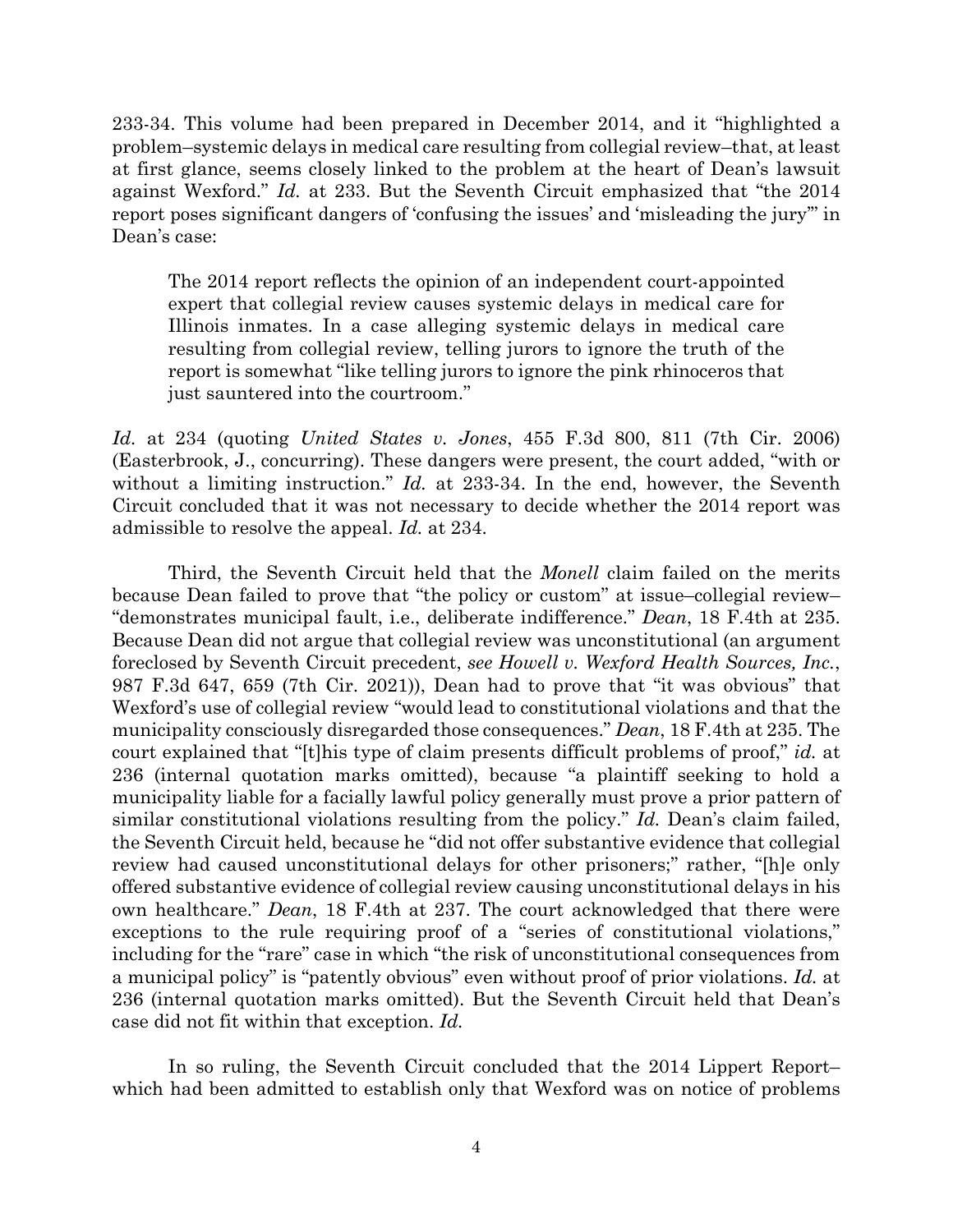233-34. This volume had been prepared in December 2014, and it "highlighted a problem–systemic delays in medical care resulting from collegial review–that, at least at first glance, seems closely linked to the problem at the heart of Dean's lawsuit against Wexford." *Id.* at 233. But the Seventh Circuit emphasized that "the 2014 report poses significant dangers of 'confusing the issues' and 'misleading the jury'" in Dean's case:

> The 2014 report reflects the opinion of an independent court-appointed expert that collegial review causes systemic delays in medical care for Illinois inmates. In a case alleging systemic delays in medical care resulting from collegial review, telling jurors to ignore the truth of the report is somewhat "like telling jurors to ignore the pink rhinoceros that just sauntered into the courtroom."

*Id*. at 234 (quoting *United States v. Jones*, 455 F.3d 800, 811 (7th Cir. 2006) (Easterbrook, J., concurring). These dangers were present, the court added, "with or without a limiting instruction." *Id.* at 233-34. In the end, however, the Seventh Circuit concluded that it was not necessary to decide whether the 2014 report was admissible to resolve the appeal. *Id.* at 234.

Third, the Seventh Circuit held that the *Monell* claim failed on the merits because Dean failed to prove that "the policy or custom" at issue–collegial review–"demonstrates municipal fault, i.e., deliberate indifference." *Dean*, 18 F.4th at 235. Because Dean did not argue that collegial review was unconstitutional (an argument foreclosed by Seventh Circuit precedent, *see Howell v. Wexford Health Sources, Inc.*, 987 F.3d 647, 659 (7th Cir. 2021)), Dean had to prove that "it was obvious" that Wexford's use of collegial review "would lead to constitutional violations and that the municipality consciously disregarded those consequences." *Dean*, 18 F.4th at 235. The court explained that "[t]his type of claim presents difficult problems of proof," *id.* at 236 (internal quotation marks omitted), because "a plaintiff seeking to hold a municipality liable for a facially lawful policy generally must prove a prior pattern of similar constitutional violations resulting from the policy." *Id.* Dean's claim failed, the Seventh Circuit held, because he "did not offer substantive evidence that collegial review had caused unconstitutional delays for other prisoners;" rather, "[h]e only offered substantive evidence of collegial review causing unconstitutional delays in his own healthcare." *Dean*, 18 F.4th at 237. The court acknowledged that there were exceptions to the rule requiring proof of a "series of constitutional violations," including for the "rare" case in which "the risk of unconstitutional consequences from a municipal policy" is "patently obvious" even without proof of prior violations. *Id.* at 236 (internal quotation marks omitted). But the Seventh Circuit held that Dean's case did not fit within that exception. *Id.*

In so ruling, the Seventh Circuit concluded that the 2014 Lippert Report–which had been admitted to establish only that Wexford was on notice of problems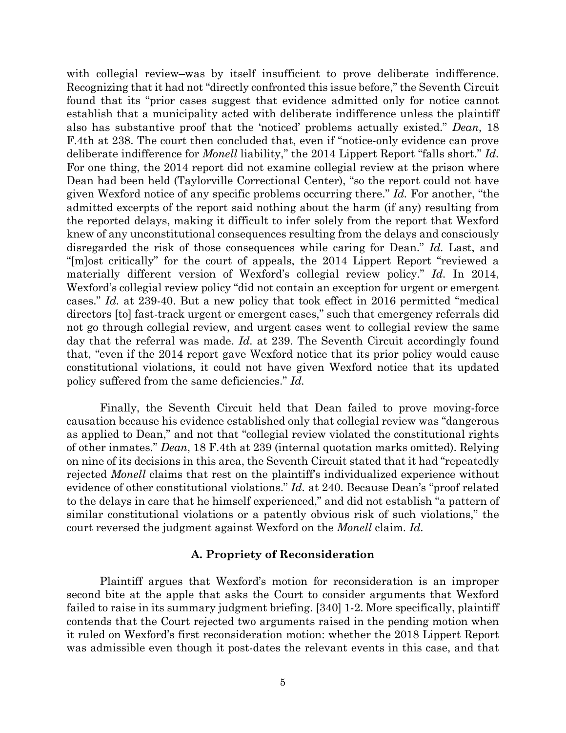with collegial review–was by itself insufficient to prove deliberate indifference. Recognizing that it had not "directly confronted this issue before," the Seventh Circuit found that its "prior cases suggest that evidence admitted only for notice cannot establish that a municipality acted with deliberate indifference unless the plaintiff also has substantive proof that the 'noticed' problems actually existed." *Dean*, 18 F.4th at 238. The court then concluded that, even if "notice-only evidence can prove deliberate indifference for *Monell* liability," the 2014 Lippert Report "falls short." *Id.* For one thing, the 2014 report did not examine collegial review at the prison where Dean had been held (Taylorville Correctional Center), "so the report could not have given Wexford notice of any specific problems occurring there." *Id.* For another, "the admitted excerpts of the report said nothing about the harm (if any) resulting from the reported delays, making it difficult to infer solely from the report that Wexford knew of any unconstitutional consequences resulting from the delays and consciously disregarded the risk of those consequences while caring for Dean." *Id.* Last, and "[m]ost critically" for the court of appeals, the 2014 Lippert Report "reviewed a materially different version of Wexford's collegial review policy." *Id.* In 2014, Wexford's collegial review policy "did not contain an exception for urgent or emergent cases." *Id.* at 239-40. But a new policy that took effect in 2016 permitted "medical directors [to] fast-track urgent or emergent cases," such that emergency referrals did not go through collegial review, and urgent cases went to collegial review the same day that the referral was made. *Id.* at 239. The Seventh Circuit accordingly found that, "even if the 2014 report gave Wexford notice that its prior policy would cause constitutional violations, it could not have given Wexford notice that its updated policy suffered from the same deficiencies." *Id.*

Finally, the Seventh Circuit held that Dean failed to prove moving-force causation because his evidence established only that collegial review was "dangerous as applied to Dean," and not that "collegial review violated the constitutional rights of other inmates." *Dean*, 18 F.4th at 239 (internal quotation marks omitted). Relying on nine of its decisions in this area, the Seventh Circuit stated that it had "repeatedly rejected *Monell* claims that rest on the plaintiff's individualized experience without evidence of other constitutional violations." *Id.* at 240. Because Dean's "proof related to the delays in care that he himself experienced," and did not establish "a pattern of similar constitutional violations or a patently obvious risk of such violations," the court reversed the judgment against Wexford on the *Monell* claim. *Id.*

### A. Propriety of Reconsideration

Plaintiff argues that Wexford's motion for reconsideration is an improper second bite at the apple that asks the Court to consider arguments that Wexford failed to raise in its summary judgment briefing. [340] 1-2. More specifically, plaintiff contends that the Court rejected two arguments raised in the pending motion when it ruled on Wexford's first reconsideration motion: whether the 2018 Lippert Report was admissible even though it post-dates the relevant events in this case, and that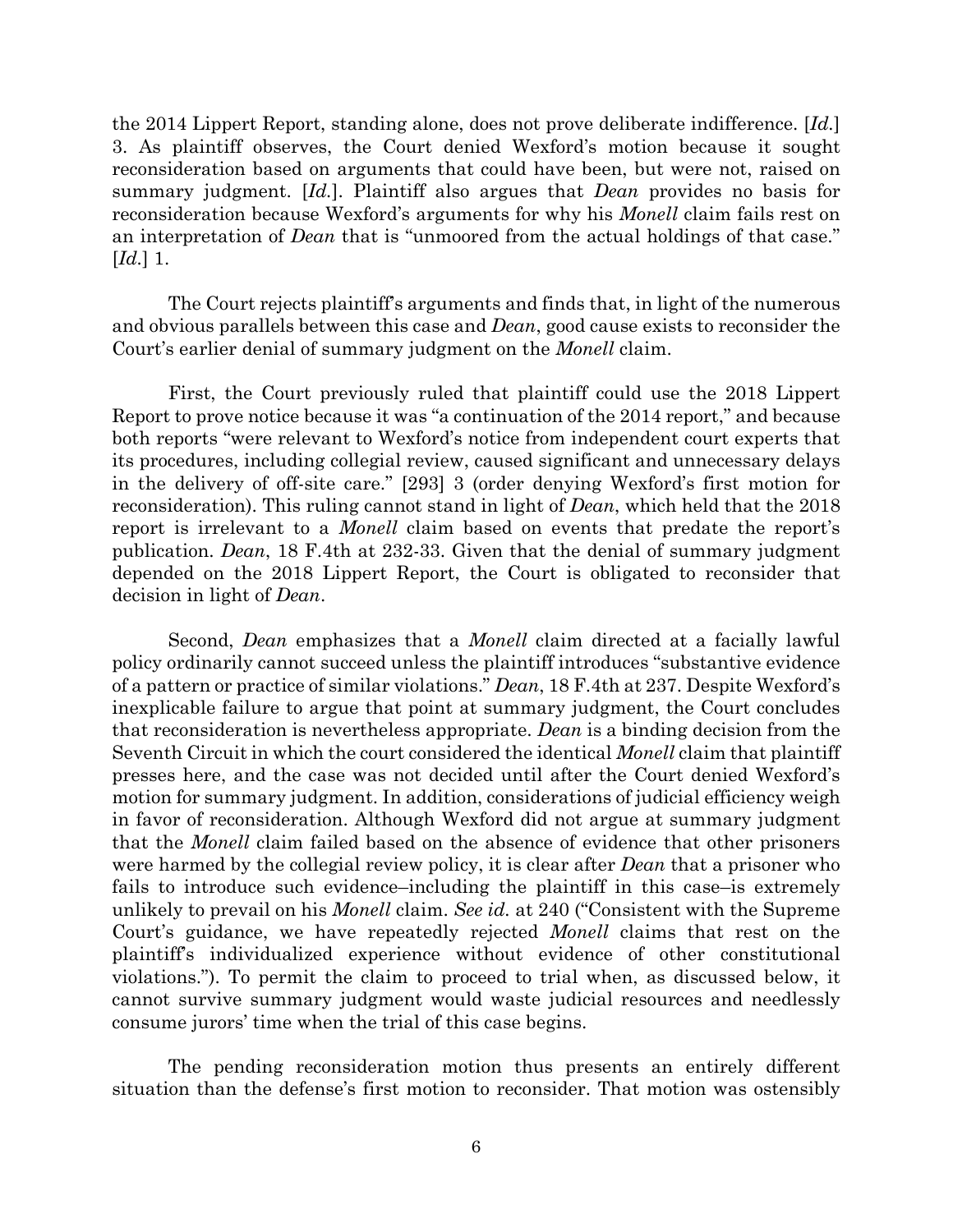the 2014 Lippert Report, standing alone, does not prove deliberate indifference. [*Id.*] 3. As plaintiff observes, the Court denied Wexford's motion because it sought reconsideration based on arguments that could have been, but were not, raised on summary judgment. [*Id.*]. Plaintiff also argues that *Dean* provides no basis for reconsideration because Wexford's arguments for why his *Monell* claim fails rest on an interpretation of *Dean* that is "unmoored from the actual holdings of that case." [*Id.*] 1.

The Court rejects plaintiff's arguments and finds that, in light of the numerous and obvious parallels between this case and *Dean*, good cause exists to reconsider the Court's earlier denial of summary judgment on the *Monell* claim.

First, the Court previously ruled that plaintiff could use the 2018 Lippert Report to prove notice because it was "a continuation of the 2014 report," and because both reports "were relevant to Wexford's notice from independent court experts that its procedures, including collegial review, caused significant and unnecessary delays in the delivery of off-site care." [293] 3 (order denying Wexford's first motion for reconsideration). This ruling cannot stand in light of *Dean*, which held that the 2018 report is irrelevant to a *Monell* claim based on events that predate the report's publication. *Dean*, 18 F.4th at 232-33. Given that the denial of summary judgment depended on the 2018 Lippert Report, the Court is obligated to reconsider that decision in light of *Dean*.

Second, *Dean* emphasizes that a *Monell* claim directed at a facially lawful policy ordinarily cannot succeed unless the plaintiff introduces "substantive evidence of a pattern or practice of similar violations." *Dean*, 18 F.4th at 237. Despite Wexford's inexplicable failure to argue that point at summary judgment, the Court concludes that reconsideration is nevertheless appropriate. *Dean* is a binding decision from the Seventh Circuit in which the court considered the identical *Monell* claim that plaintiff presses here, and the case was not decided until after the Court denied Wexford's motion for summary judgment. In addition, considerations of judicial efficiency weigh in favor of reconsideration. Although Wexford did not argue at summary judgment that the *Monell* claim failed based on the absence of evidence that other prisoners were harmed by the collegial review policy, it is clear after *Dean* that a prisoner who fails to introduce such evidence–including the plaintiff in this case–is extremely unlikely to prevail on his *Monell* claim. *See id.* at 240 ("Consistent with the Supreme Court's guidance, we have repeatedly rejected *Monell* claims that rest on the plaintiff's individualized experience without evidence of other constitutional violations."). To permit the claim to proceed to trial when, as discussed below, it cannot survive summary judgment would waste judicial resources and needlessly consume jurors' time when the trial of this case begins.

The pending reconsideration motion thus presents an entirely different situation than the defense's first motion to reconsider. That motion was ostensibly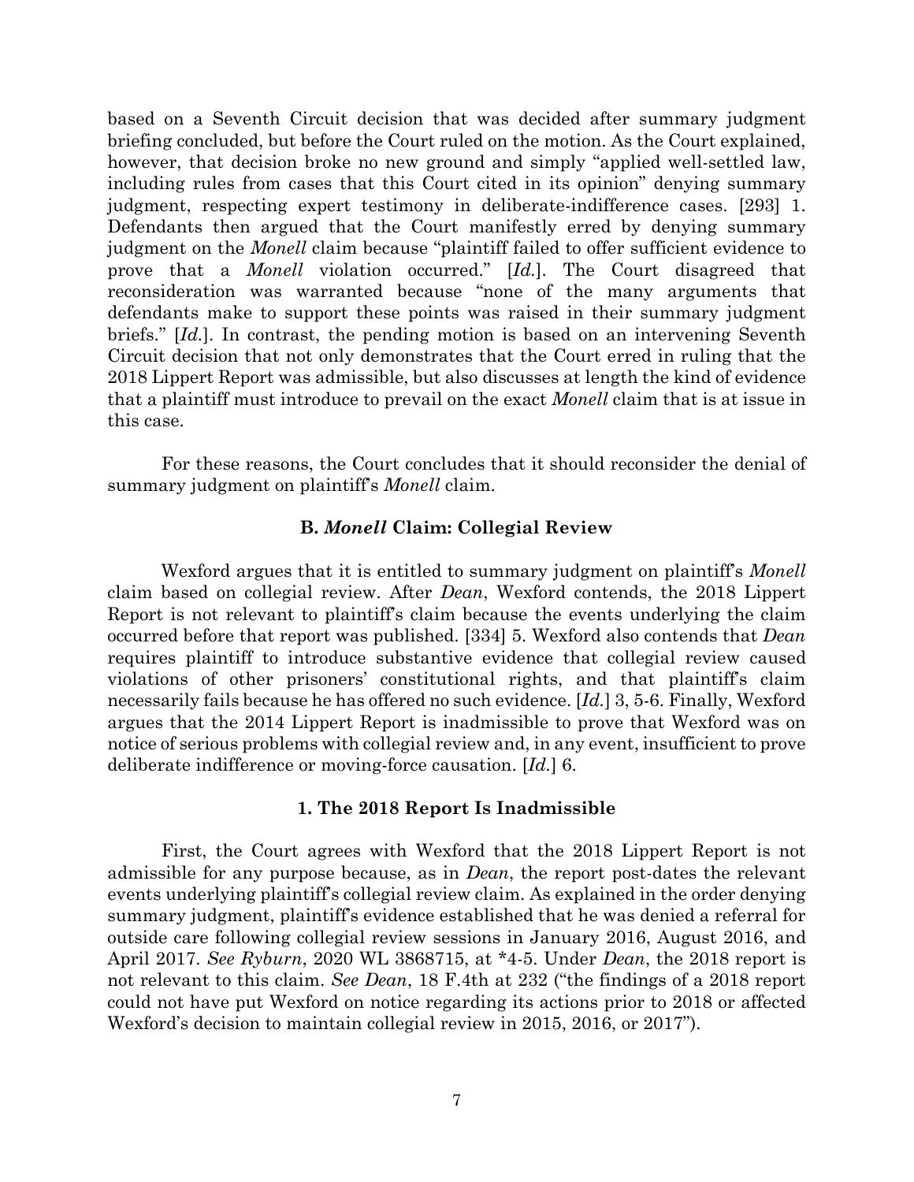based on a Seventh Circuit decision that was decided after summary judgment briefing concluded, but before the Court ruled on the motion. As the Court explained, however, that decision broke no new ground and simply "applied well-settled law, including rules from cases that this Court cited in its opinion" denying summary judgment, respecting expert testimony in deliberate-indifference cases. [293] 1. Defendants then argued that the Court manifestly erred by denying summary judgment on the *Monell* claim because "plaintiff failed to offer sufficient evidence to prove that a *Monell* violation occurred." [*Id.*]. The Court disagreed that reconsideration was warranted because "none of the many arguments that defendants make to support these points was raised in their summary judgment briefs." [*Id.*]. In contrast, the pending motion is based on an intervening Seventh Circuit decision that not only demonstrates that the Court erred in ruling that the 2018 Lippert Report was admissible, but also discusses at length the kind of evidence that a plaintiff must introduce to prevail on the exact *Monell* claim that is at issue in this case.

For these reasons, the Court concludes that it should reconsider the denial of summary judgment on plaintiff's *Monell* claim.

### B. *Monell* Claim: Collegial Review

Wexford argues that it is entitled to summary judgment on plaintiff's *Monell* claim based on collegial review. After *Dean*, Wexford contends, the 2018 Lippert Report is not relevant to plaintiff's claim because the events underlying the claim occurred before that report was published. [334] 5. Wexford also contends that *Dean* requires plaintiff to introduce substantive evidence that collegial review caused violations of other prisoners' constitutional rights, and that plaintiff's claim necessarily fails because he has offered no such evidence. [*Id.*] 3, 5-6. Finally, Wexford argues that the 2014 Lippert Report is inadmissible to prove that Wexford was on notice of serious problems with collegial review and, in any event, insufficient to prove deliberate indifference or moving-force causation. [*Id.*] 6.

#### 1. The 2018 Report Is Inadmissible

First, the Court agrees with Wexford that the 2018 Lippert Report is not admissible for any purpose because, as in *Dean*, the report post-dates the relevant events underlying plaintiff's collegial review claim. As explained in the order denying summary judgment, plaintiff's evidence established that he was denied a referral for outside care following collegial review sessions in January 2016, August 2016, and April 2017. *See Ryburn*, 2020 WL 3868715, at *4-5. Under *Dean*, the 2018 report is not relevant to this claim. *See Dean*, 18 F.4th at 232 ("the findings of a 2018 report could not have put Wexford on notice regarding its actions prior to 2018 or affected Wexford's decision to maintain collegial review in 2015, 2016, or 2017").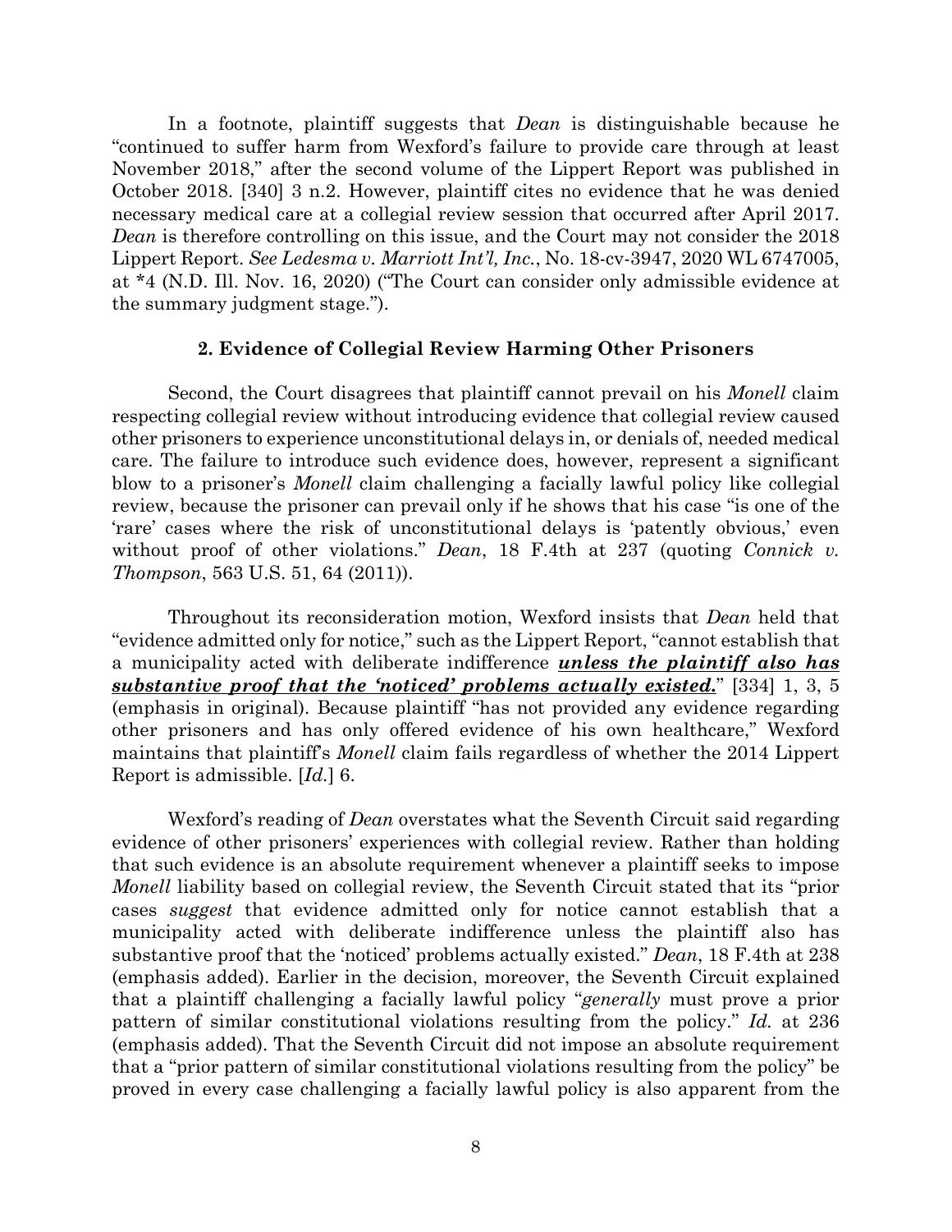In a footnote, plaintiff suggests that *Dean* is distinguishable because he "continued to suffer harm from Wexford's failure to provide care through at least November 2018," after the second volume of the Lippert Report was published in October 2018. [340] 3 n.2. However, plaintiff cites no evidence that he was denied necessary medical care at a collegial review session that occurred after April 2017. *Dean* is therefore controlling on this issue, and the Court may not consider the 2018 Lippert Report. *See Ledesma v. Marriott Int'l, Inc.*, No. 18-cv-3947, 2020 WL 6747005, at *4 (N.D. Ill. Nov. 16, 2020) ("The Court can consider only admissible evidence at the summary judgment stage.").

### 2. Evidence of Collegial Review Harming Other Prisoners

Second, the Court disagrees that plaintiff cannot prevail on his *Monell* claim respecting collegial review without introducing evidence that collegial review caused other prisoners to experience unconstitutional delays in, or denials of, needed medical care. The failure to introduce such evidence does, however, represent a significant blow to a prisoner's *Monell* claim challenging a facially lawful policy like collegial review, because the prisoner can prevail only if he shows that his case "is one of the 'rare' cases where the risk of unconstitutional delays is 'patently obvious,' even without proof of other violations." *Dean*, 18 F.4th at 237 (quoting *Connick v. Thompson*, 563 U.S. 51, 64 (2011)).

Throughout its reconsideration motion, Wexford insists that *Dean* held that "evidence admitted only for notice," such as the Lippert Report, "cannot establish that a municipality acted with deliberate indifference ***unless the plaintiff also has substantive proof that the 'noticed' problems actually existed.***" [334] 1, 3, 5 (emphasis in original). Because plaintiff "has not provided any evidence regarding other prisoners and has only offered evidence of his own healthcare," Wexford maintains that plaintiff's *Monell* claim fails regardless of whether the 2014 Lippert Report is admissible. [*Id.*] 6.

Wexford's reading of *Dean* overstates what the Seventh Circuit said regarding evidence of other prisoners' experiences with collegial review. Rather than holding that such evidence is an absolute requirement whenever a plaintiff seeks to impose *Monell* liability based on collegial review, the Seventh Circuit stated that its "prior cases *suggest* that evidence admitted only for notice cannot establish that a municipality acted with deliberate indifference unless the plaintiff also has substantive proof that the 'noticed' problems actually existed." *Dean*, 18 F.4th at 238 (emphasis added). Earlier in the decision, moreover, the Seventh Circuit explained that a plaintiff challenging a facially lawful policy "*generally* must prove a prior pattern of similar constitutional violations resulting from the policy." *Id.* at 236 (emphasis added). That the Seventh Circuit did not impose an absolute requirement that a "prior pattern of similar constitutional violations resulting from the policy" be proved in every case challenging a facially lawful policy is also apparent from the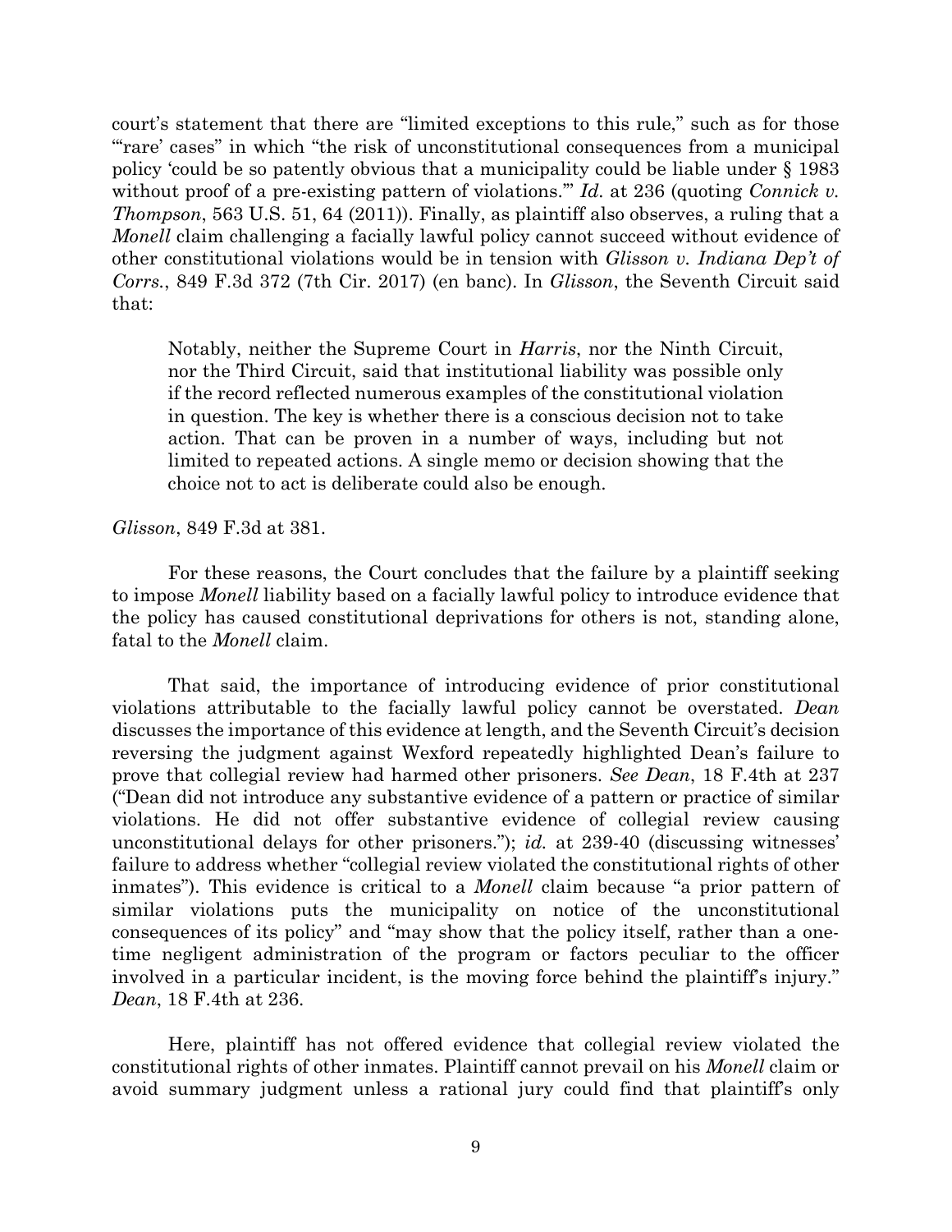court's statement that there are "limited exceptions to this rule," such as for those "'rare' cases" in which "the risk of unconstitutional consequences from a municipal policy 'could be so patently obvious that a municipality could be liable under § 1983 without proof of a pre-existing pattern of violations.'" *Id.* at 236 (quoting *Connick v. Thompson*, 563 U.S. 51, 64 (2011)). Finally, as plaintiff also observes, a ruling that a *Monell* claim challenging a facially lawful policy cannot succeed without evidence of other constitutional violations would be in tension with *Glisson v. Indiana Dep't of Corrs.*, 849 F.3d 372 (7th Cir. 2017) (en banc). In *Glisson*, the Seventh Circuit said that:

> Notably, neither the Supreme Court in *Harris*, nor the Ninth Circuit, nor the Third Circuit, said that institutional liability was possible only if the record reflected numerous examples of the constitutional violation in question. The key is whether there is a conscious decision not to take action. That can be proven in a number of ways, including but not limited to repeated actions. A single memo or decision showing that the choice not to act is deliberate could also be enough.

*Glisson*, 849 F.3d at 381.

For these reasons, the Court concludes that the failure by a plaintiff seeking to impose *Monell* liability based on a facially lawful policy to introduce evidence that the policy has caused constitutional deprivations for others is not, standing alone, fatal to the *Monell* claim.

That said, the importance of introducing evidence of prior constitutional violations attributable to the facially lawful policy cannot be overstated. *Dean* discusses the importance of this evidence at length, and the Seventh Circuit's decision reversing the judgment against Wexford repeatedly highlighted Dean's failure to prove that collegial review had harmed other prisoners. *See Dean*, 18 F.4th at 237 ("Dean did not introduce any substantive evidence of a pattern or practice of similar violations. He did not offer substantive evidence of collegial review causing unconstitutional delays for other prisoners."); *id.* at 239-40 (discussing witnesses' failure to address whether "collegial review violated the constitutional rights of other inmates"). This evidence is critical to a *Monell* claim because "a prior pattern of similar violations puts the municipality on notice of the unconstitutional consequences of its policy" and "may show that the policy itself, rather than a one-time negligent administration of the program or factors peculiar to the officer involved in a particular incident, is the moving force behind the plaintiff's injury." *Dean*, 18 F.4th at 236.

Here, plaintiff has not offered evidence that collegial review violated the constitutional rights of other inmates. Plaintiff cannot prevail on his *Monell* claim or avoid summary judgment unless a rational jury could find that plaintiff's only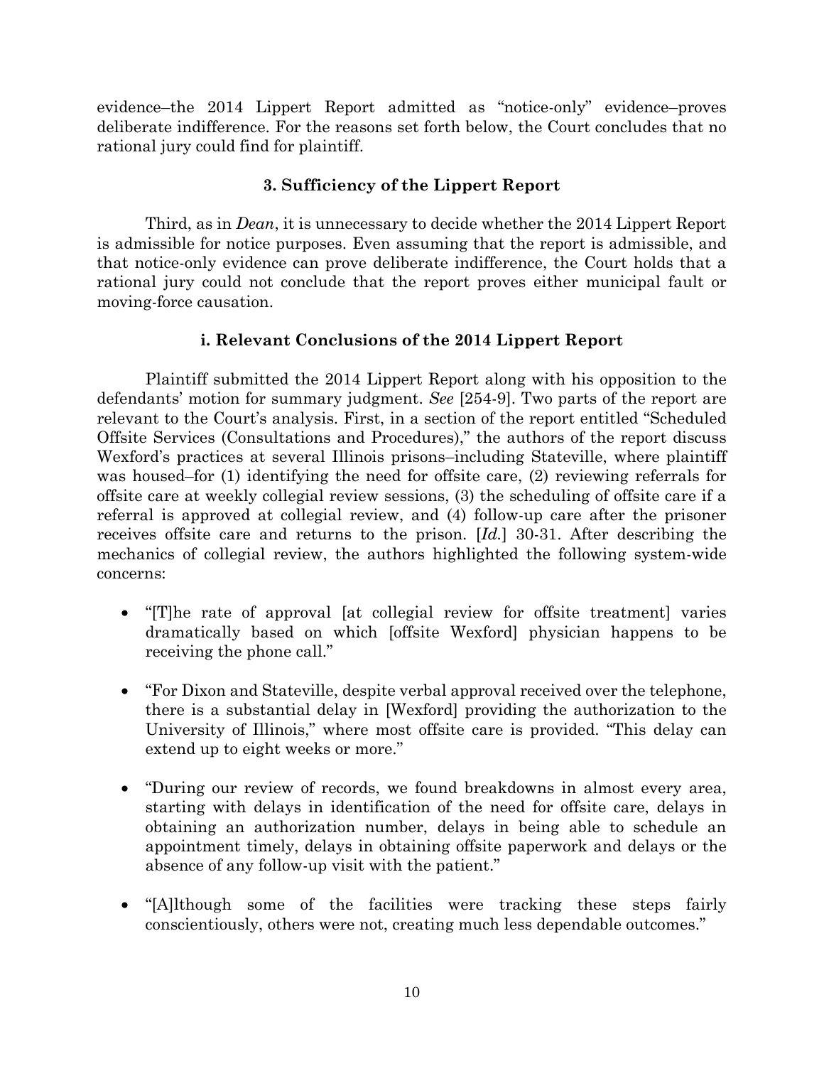evidence–the 2014 Lippert Report admitted as "notice-only" evidence–proves deliberate indifference. For the reasons set forth below, the Court concludes that no rational jury could find for plaintiff.

### 3. Sufficiency of the Lippert Report

Third, as in *Dean*, it is unnecessary to decide whether the 2014 Lippert Report is admissible for notice purposes. Even assuming that the report is admissible, and that notice-only evidence can prove deliberate indifference, the Court holds that a rational jury could not conclude that the report proves either municipal fault or moving-force causation.

#### i. Relevant Conclusions of the 2014 Lippert Report

Plaintiff submitted the 2014 Lippert Report along with his opposition to the defendants' motion for summary judgment. *See* [254-9]. Two parts of the report are relevant to the Court's analysis. First, in a section of the report entitled "Scheduled Offsite Services (Consultations and Procedures)," the authors of the report discuss Wexford's practices at several Illinois prisons–including Stateville, where plaintiff was housed–for (1) identifying the need for offsite care, (2) reviewing referrals for offsite care at weekly collegial review sessions, (3) the scheduling of offsite care if a referral is approved at collegial review, and (4) follow-up care after the prisoner receives offsite care and returns to the prison. [*Id.*] 30-31. After describing the mechanics of collegial review, the authors highlighted the following system-wide concerns:

- "[T]he rate of approval [at collegial review for offsite treatment] varies dramatically based on which [offsite Wexford] physician happens to be receiving the phone call."
- "For Dixon and Stateville, despite verbal approval received over the telephone, there is a substantial delay in [Wexford] providing the authorization to the University of Illinois," where most offsite care is provided. "This delay can extend up to eight weeks or more."
- "During our review of records, we found breakdowns in almost every area, starting with delays in identification of the need for offsite care, delays in obtaining an authorization number, delays in being able to schedule an appointment timely, delays in obtaining offsite paperwork and delays or the absence of any follow-up visit with the patient."
- "[A]lthough some of the facilities were tracking these steps fairly conscientiously, others were not, creating much less dependable outcomes."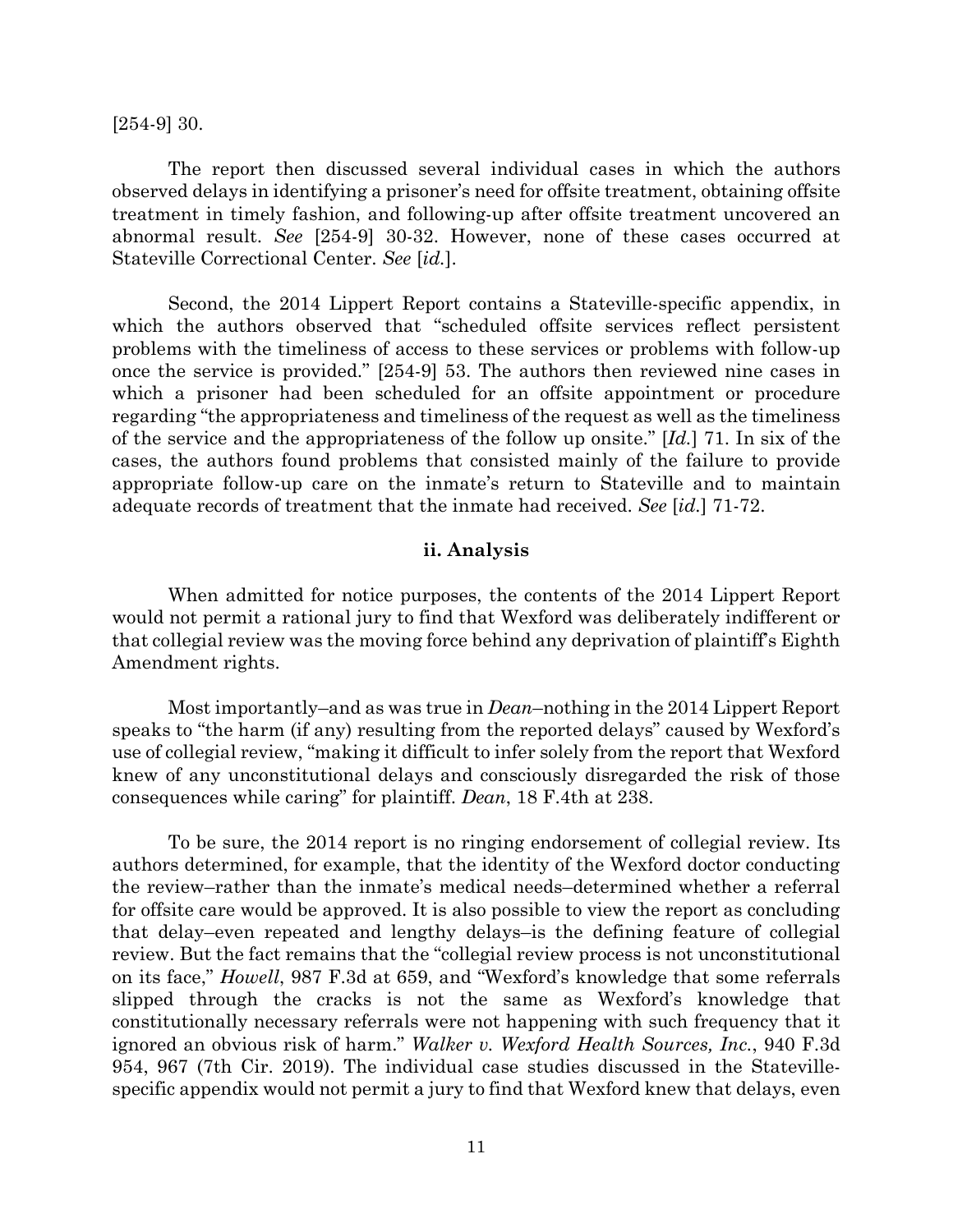[254-9] 30.

The report then discussed several individual cases in which the authors observed delays in identifying a prisoner's need for offsite treatment, obtaining offsite treatment in timely fashion, and following-up after offsite treatment uncovered an abnormal result. *See* [254-9] 30-32. However, none of these cases occurred at Stateville Correctional Center. *See* [*id.*].

Second, the 2014 Lippert Report contains a Stateville-specific appendix, in which the authors observed that "scheduled offsite services reflect persistent problems with the timeliness of access to these services or problems with follow-up once the service is provided." [254-9] 53. The authors then reviewed nine cases in which a prisoner had been scheduled for an offsite appointment or procedure regarding "the appropriateness and timeliness of the request as well as the timeliness of the service and the appropriateness of the follow up onsite." [*Id.*] 71. In six of the cases, the authors found problems that consisted mainly of the failure to provide appropriate follow-up care on the inmate's return to Stateville and to maintain adequate records of treatment that the inmate had received. *See* [*id.*] 71-72.

### ii. Analysis

When admitted for notice purposes, the contents of the 2014 Lippert Report would not permit a rational jury to find that Wexford was deliberately indifferent or that collegial review was the moving force behind any deprivation of plaintiff's Eighth Amendment rights.

Most importantly–and as was true in *Dean*–nothing in the 2014 Lippert Report speaks to "the harm (if any) resulting from the reported delays" caused by Wexford's use of collegial review, "making it difficult to infer solely from the report that Wexford knew of any unconstitutional delays and consciously disregarded the risk of those consequences while caring" for plaintiff. *Dean*, 18 F.4th at 238.

To be sure, the 2014 report is no ringing endorsement of collegial review. Its authors determined, for example, that the identity of the Wexford doctor conducting the review–rather than the inmate's medical needs–determined whether a referral for offsite care would be approved. It is also possible to view the report as concluding that delay–even repeated and lengthy delays–is the defining feature of collegial review. But the fact remains that the "collegial review process is not unconstitutional on its face," *Howell*, 987 F.3d at 659, and "Wexford's knowledge that some referrals slipped through the cracks is not the same as Wexford's knowledge that constitutionally necessary referrals were not happening with such frequency that it ignored an obvious risk of harm." *Walker v. Wexford Health Sources, Inc.*, 940 F.3d 954, 967 (7th Cir. 2019). The individual case studies discussed in the Stateville-specific appendix would not permit a jury to find that Wexford knew that delays, even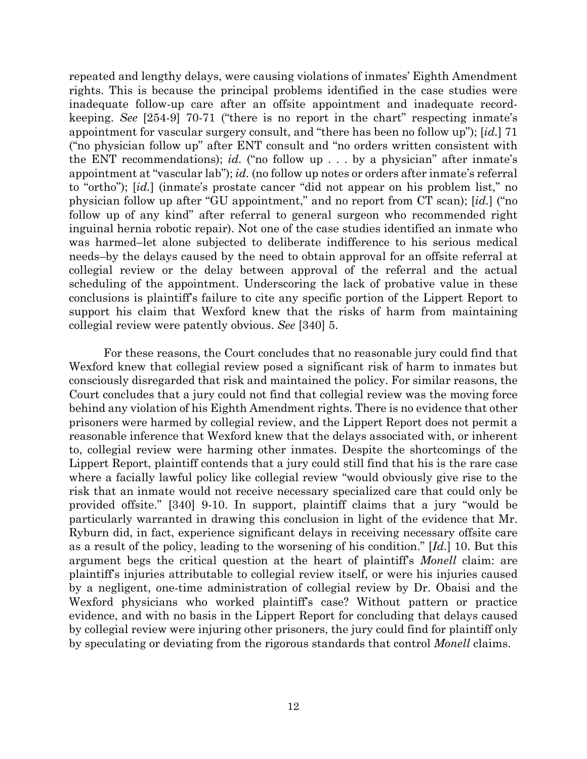repeated and lengthy delays, were causing violations of inmates' Eighth Amendment rights. This is because the principal problems identified in the case studies were inadequate follow-up care after an offsite appointment and inadequate record-keeping. *See* [254-9] 70-71 ("there is no report in the chart" respecting inmate's appointment for vascular surgery consult, and "there has been no follow up"); [*id.*] 71 ("no physician follow up" after ENT consult and "no orders written consistent with the ENT recommendations); *id.* ("no follow up . . . by a physician" after inmate's appointment at "vascular lab"); *id.* (no follow up notes or orders after inmate's referral to "ortho"); [*id.*] (inmate's prostate cancer "did not appear on his problem list," no physician follow up after "GU appointment," and no report from CT scan); [*id.*] ("no follow up of any kind" after referral to general surgeon who recommended right inguinal hernia robotic repair). Not one of the case studies identified an inmate who was harmed–let alone subjected to deliberate indifference to his serious medical needs–by the delays caused by the need to obtain approval for an offsite referral at collegial review or the delay between approval of the referral and the actual scheduling of the appointment. Underscoring the lack of probative value in these conclusions is plaintiff's failure to cite any specific portion of the Lippert Report to support his claim that Wexford knew that the risks of harm from maintaining collegial review were patently obvious. *See* [340] 5.

For these reasons, the Court concludes that no reasonable jury could find that Wexford knew that collegial review posed a significant risk of harm to inmates but consciously disregarded that risk and maintained the policy. For similar reasons, the Court concludes that a jury could not find that collegial review was the moving force behind any violation of his Eighth Amendment rights. There is no evidence that other prisoners were harmed by collegial review, and the Lippert Report does not permit a reasonable inference that Wexford knew that the delays associated with, or inherent to, collegial review were harming other inmates. Despite the shortcomings of the Lippert Report, plaintiff contends that a jury could still find that his is the rare case where a facially lawful policy like collegial review "would obviously give rise to the risk that an inmate would not receive necessary specialized care that could only be provided offsite." [340] 9-10. In support, plaintiff claims that a jury "would be particularly warranted in drawing this conclusion in light of the evidence that Mr. Ryburn did, in fact, experience significant delays in receiving necessary offsite care as a result of the policy, leading to the worsening of his condition." [*Id.*] 10. But this argument begs the critical question at the heart of plaintiff's *Monell* claim: are plaintiff's injuries attributable to collegial review itself, or were his injuries caused by a negligent, one-time administration of collegial review by Dr. Obaisi and the Wexford physicians who worked plaintiff's case? Without pattern or practice evidence, and with no basis in the Lippert Report for concluding that delays caused by collegial review were injuring other prisoners, the jury could find for plaintiff only by speculating or deviating from the rigorous standards that control *Monell* claims.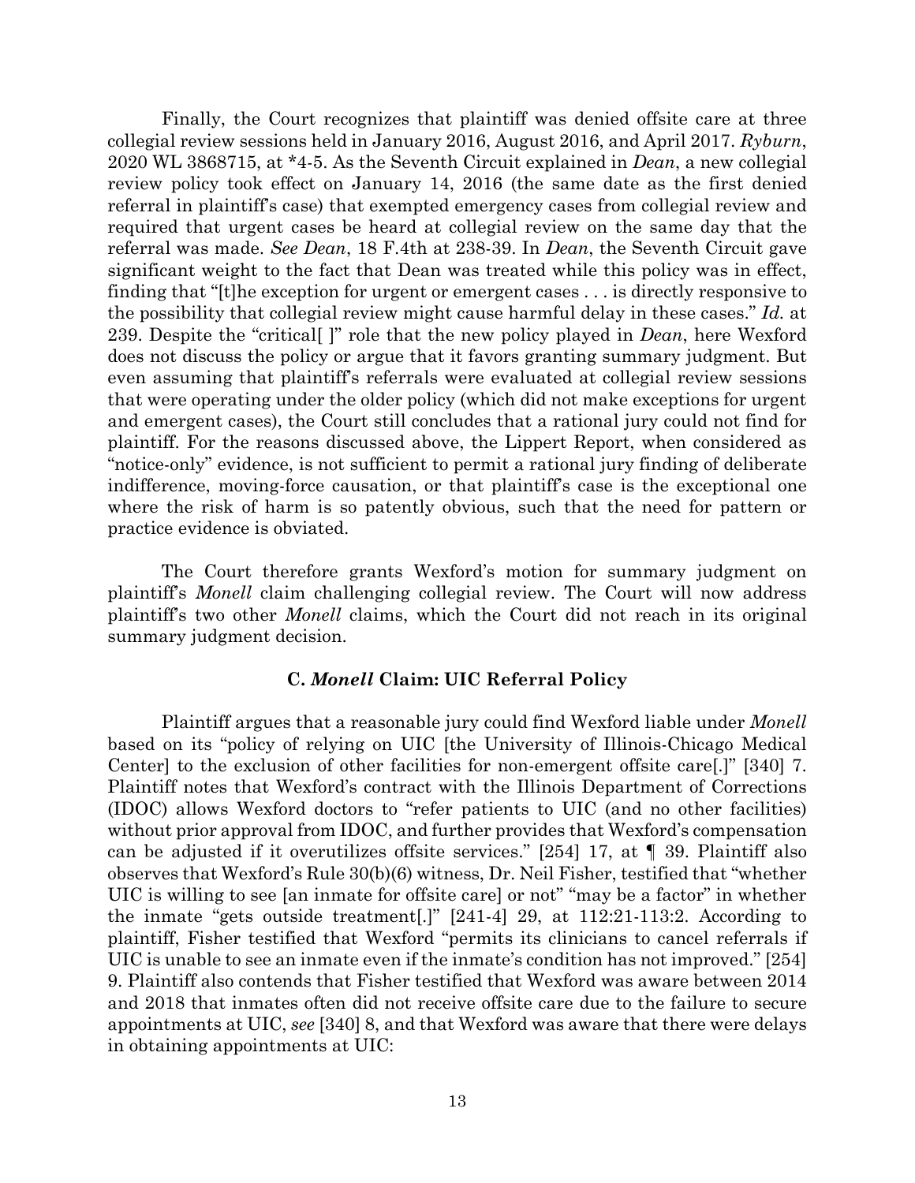Finally, the Court recognizes that plaintiff was denied offsite care at three collegial review sessions held in January 2016, August 2016, and April 2017. *Ryburn*, 2020 WL 3868715, at *4-5. As the Seventh Circuit explained in *Dean*, a new collegial review policy took effect on January 14, 2016 (the same date as the first denied referral in plaintiff's case) that exempted emergency cases from collegial review and required that urgent cases be heard at collegial review on the same day that the referral was made. *See Dean*, 18 F.4th at 238-39. In *Dean*, the Seventh Circuit gave significant weight to the fact that Dean was treated while this policy was in effect, finding that "[t]he exception for urgent or emergent cases . . . is directly responsive to the possibility that collegial review might cause harmful delay in these cases." *Id.* at 239. Despite the "critical[ ]" role that the new policy played in *Dean*, here Wexford does not discuss the policy or argue that it favors granting summary judgment. But even assuming that plaintiff's referrals were evaluated at collegial review sessions that were operating under the older policy (which did not make exceptions for urgent and emergent cases), the Court still concludes that a rational jury could not find for plaintiff. For the reasons discussed above, the Lippert Report, when considered as "notice-only" evidence, is not sufficient to permit a rational jury finding of deliberate indifference, moving-force causation, or that plaintiff's case is the exceptional one where the risk of harm is so patently obvious, such that the need for pattern or practice evidence is obviated.

The Court therefore grants Wexford's motion for summary judgment on plaintiff's *Monell* claim challenging collegial review. The Court will now address plaintiff's two other *Monell* claims, which the Court did not reach in its original summary judgment decision.

### C. *Monell* Claim: UIC Referral Policy

Plaintiff argues that a reasonable jury could find Wexford liable under *Monell* based on its "policy of relying on UIC [the University of Illinois-Chicago Medical Center] to the exclusion of other facilities for non-emergent offsite care[.]" [340] 7. Plaintiff notes that Wexford's contract with the Illinois Department of Corrections (IDOC) allows Wexford doctors to "refer patients to UIC (and no other facilities) without prior approval from IDOC, and further provides that Wexford's compensation can be adjusted if it overutilizes offsite services." [254] 17, at ¶ 39. Plaintiff also observes that Wexford's Rule 30(b)(6) witness, Dr. Neil Fisher, testified that "whether UIC is willing to see [an inmate for offsite care] or not" "may be a factor" in whether the inmate "gets outside treatment[.]" [241-4] 29, at 112:21-113:2. According to plaintiff, Fisher testified that Wexford "permits its clinicians to cancel referrals if UIC is unable to see an inmate even if the inmate's condition has not improved." [254] 9. Plaintiff also contends that Fisher testified that Wexford was aware between 2014 and 2018 that inmates often did not receive offsite care due to the failure to secure appointments at UIC, *see* [340] 8, and that Wexford was aware that there were delays in obtaining appointments at UIC: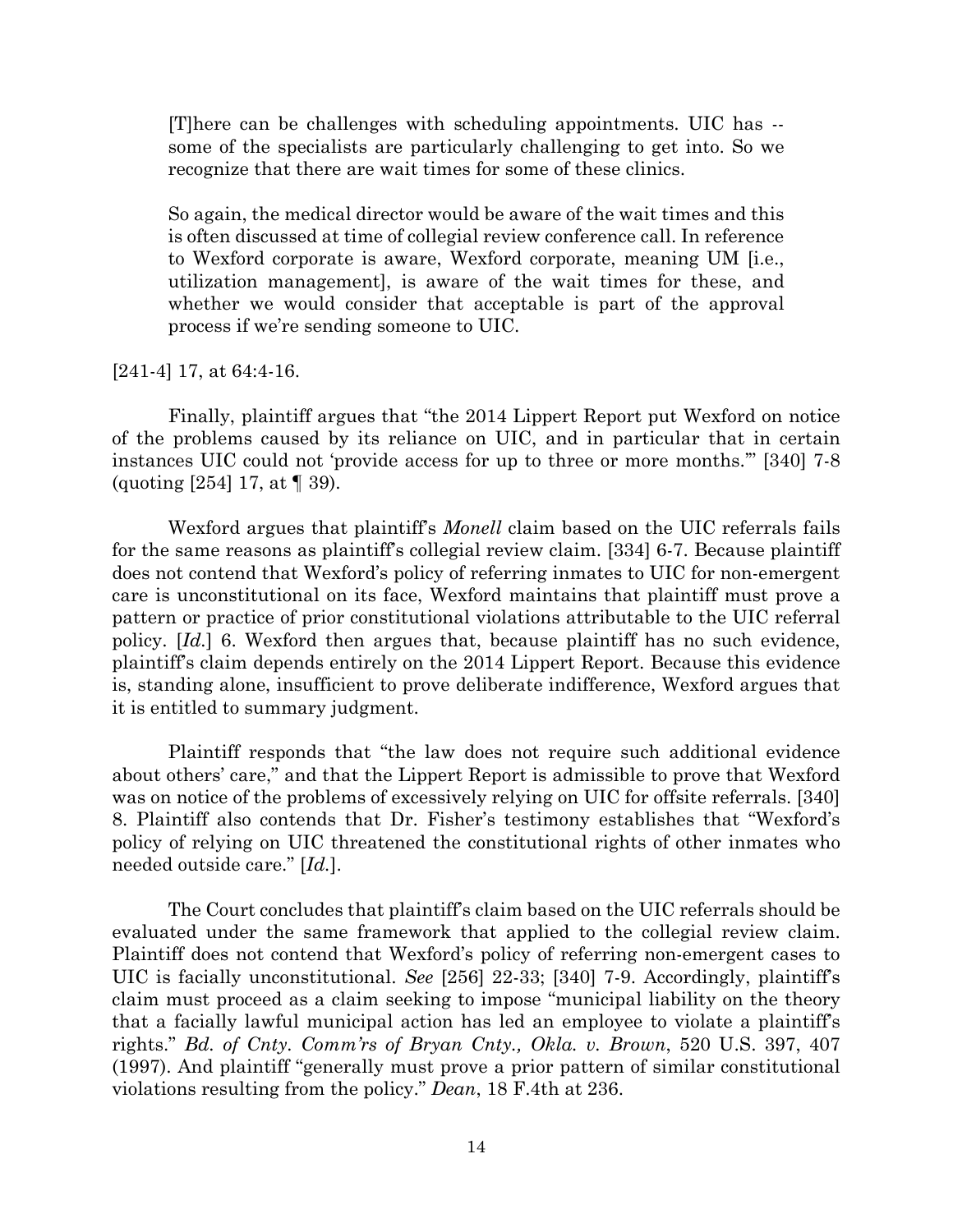> [T]here can be challenges with scheduling appointments. UIC has -- some of the specialists are particularly challenging to get into. So we recognize that there are wait times for some of these clinics.
>
> So again, the medical director would be aware of the wait times and this is often discussed at time of collegial review conference call. In reference to Wexford corporate is aware, Wexford corporate, meaning UM [i.e., utilization management], is aware of the wait times for these, and whether we would consider that acceptable is part of the approval process if we're sending someone to UIC.

[241-4] 17, at 64:4-16.

Finally, plaintiff argues that "the 2014 Lippert Report put Wexford on notice of the problems caused by its reliance on UIC, and in particular that in certain instances UIC could not 'provide access for up to three or more months.'" [340] 7-8 (quoting [254] 17, at ¶ 39).

Wexford argues that plaintiff's *Monell* claim based on the UIC referrals fails for the same reasons as plaintiff's collegial review claim. [334] 6-7. Because plaintiff does not contend that Wexford's policy of referring inmates to UIC for non-emergent care is unconstitutional on its face, Wexford maintains that plaintiff must prove a pattern or practice of prior constitutional violations attributable to the UIC referral policy. [*Id.*] 6. Wexford then argues that, because plaintiff has no such evidence, plaintiff's claim depends entirely on the 2014 Lippert Report. Because this evidence is, standing alone, insufficient to prove deliberate indifference, Wexford argues that it is entitled to summary judgment.

Plaintiff responds that "the law does not require such additional evidence about others' care," and that the Lippert Report is admissible to prove that Wexford was on notice of the problems of excessively relying on UIC for offsite referrals. [340] 8. Plaintiff also contends that Dr. Fisher's testimony establishes that "Wexford's policy of relying on UIC threatened the constitutional rights of other inmates who needed outside care." [*Id.*].

The Court concludes that plaintiff's claim based on the UIC referrals should be evaluated under the same framework that applied to the collegial review claim. Plaintiff does not contend that Wexford's policy of referring non-emergent cases to UIC is facially unconstitutional. *See* [256] 22-33; [340] 7-9. Accordingly, plaintiff's claim must proceed as a claim seeking to impose "municipal liability on the theory that a facially lawful municipal action has led an employee to violate a plaintiff's rights." *Bd. of Cnty. Comm'rs of Bryan Cnty., Okla. v. Brown*, 520 U.S. 397, 407 (1997). And plaintiff "generally must prove a prior pattern of similar constitutional violations resulting from the policy." *Dean*, 18 F.4th at 236.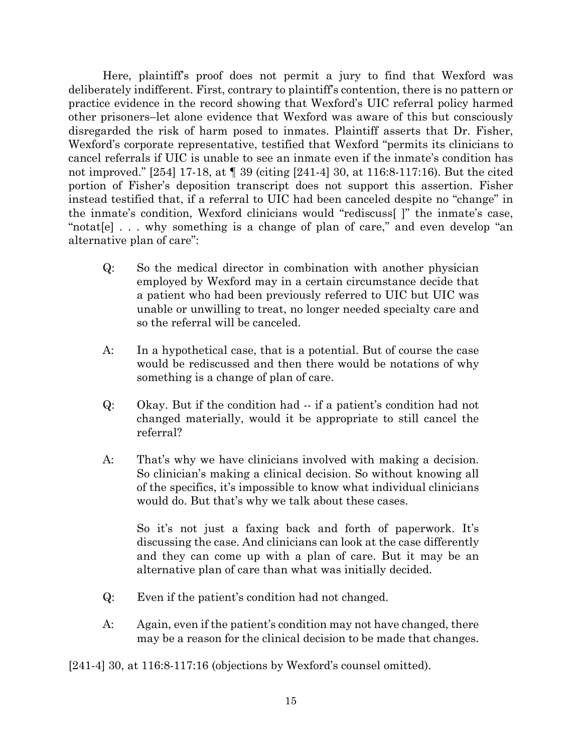Here, plaintiff's proof does not permit a jury to find that Wexford was deliberately indifferent. First, contrary to plaintiff's contention, there is no pattern or practice evidence in the record showing that Wexford's UIC referral policy harmed other prisoners–let alone evidence that Wexford was aware of this but consciously disregarded the risk of harm posed to inmates. Plaintiff asserts that Dr. Fisher, Wexford's corporate representative, testified that Wexford "permits its clinicians to cancel referrals if UIC is unable to see an inmate even if the inmate's condition has not improved." [254] 17-18, at ¶ 39 (citing [241-4] 30, at 116:8-117:16). But the cited portion of Fisher's deposition transcript does not support this assertion. Fisher instead testified that, if a referral to UIC had been canceled despite no "change" in the inmate's condition, Wexford clinicians would "rediscuss[ ]" the inmate's case, "notat[e] . . . why something is a change of plan of care," and even develop "an alternative plan of care":

> Q: So the medical director in combination with another physician employed by Wexford may in a certain circumstance decide that a patient who had been previously referred to UIC but UIC was unable or unwilling to treat, no longer needed specialty care and so the referral will be canceled.
>
> A: In a hypothetical case, that is a potential. But of course the case would be rediscussed and then there would be notations of why something is a change of plan of care.
>
> Q: Okay. But if the condition had -- if a patient's condition had not changed materially, would it be appropriate to still cancel the referral?
>
> A: That's why we have clinicians involved with making a decision. So clinician's making a clinical decision. So without knowing all of the specifics, it's impossible to know what individual clinicians would do. But that's why we talk about these cases.
>
> So it's not just a faxing back and forth of paperwork. It's discussing the case. And clinicians can look at the case differently and they can come up with a plan of care. But it may be an alternative plan of care than what was initially decided.
>
> Q: Even if the patient's condition had not changed.
>
> A: Again, even if the patient's condition may not have changed, there may be a reason for the clinical decision to be made that changes.

[241-4] 30, at 116:8-117:16 (objections by Wexford's counsel omitted).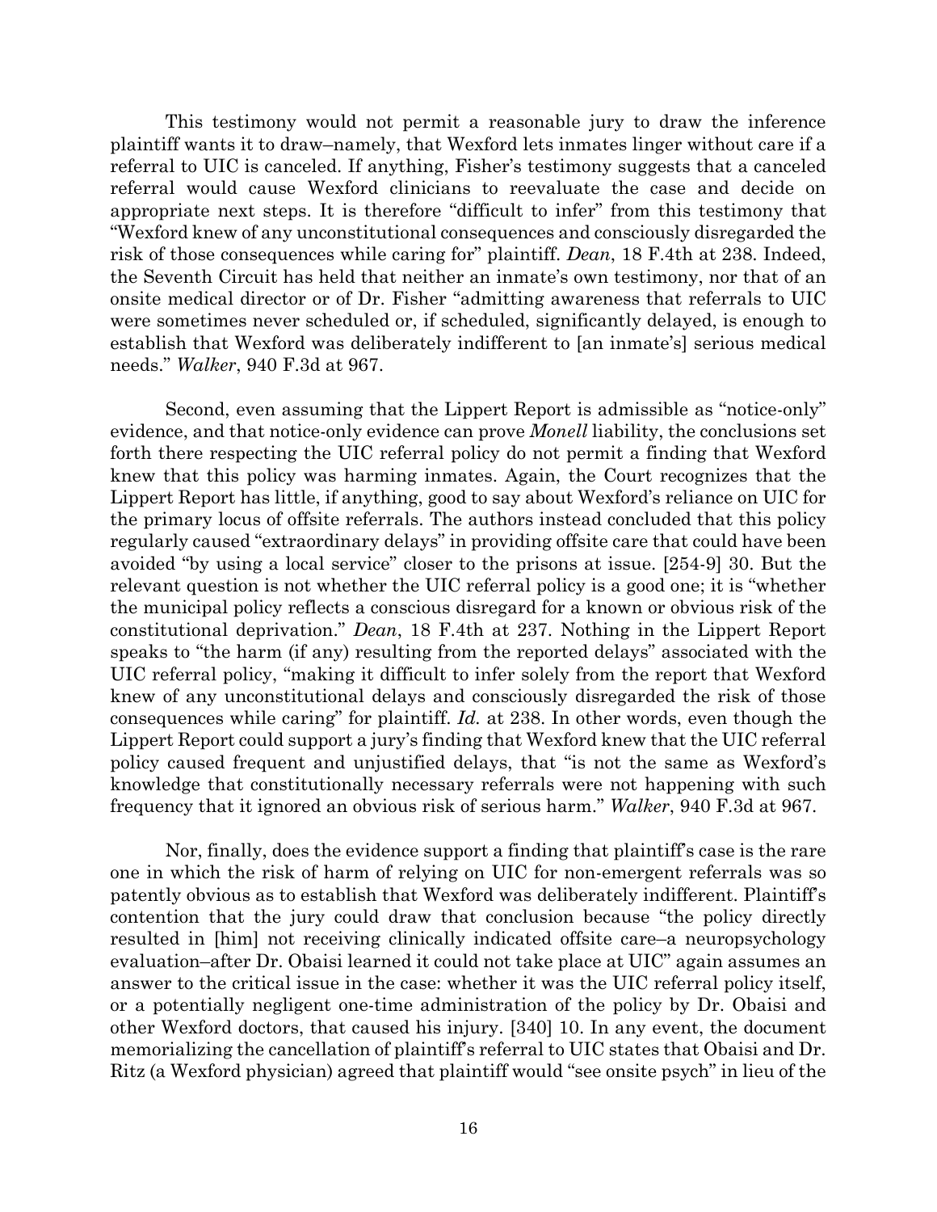This testimony would not permit a reasonable jury to draw the inference plaintiff wants it to draw–namely, that Wexford lets inmates linger without care if a referral to UIC is canceled. If anything, Fisher's testimony suggests that a canceled referral would cause Wexford clinicians to reevaluate the case and decide on appropriate next steps. It is therefore "difficult to infer" from this testimony that "Wexford knew of any unconstitutional consequences and consciously disregarded the risk of those consequences while caring for" plaintiff. *Dean*, 18 F.4th at 238. Indeed, the Seventh Circuit has held that neither an inmate's own testimony, nor that of an onsite medical director or of Dr. Fisher "admitting awareness that referrals to UIC were sometimes never scheduled or, if scheduled, significantly delayed, is enough to establish that Wexford was deliberately indifferent to [an inmate's] serious medical needs." *Walker*, 940 F.3d at 967.

Second, even assuming that the Lippert Report is admissible as "notice-only" evidence, and that notice-only evidence can prove *Monell* liability, the conclusions set forth there respecting the UIC referral policy do not permit a finding that Wexford knew that this policy was harming inmates. Again, the Court recognizes that the Lippert Report has little, if anything, good to say about Wexford's reliance on UIC for the primary locus of offsite referrals. The authors instead concluded that this policy regularly caused "extraordinary delays" in providing offsite care that could have been avoided "by using a local service" closer to the prisons at issue. [254-9] 30. But the relevant question is not whether the UIC referral policy is a good one; it is "whether the municipal policy reflects a conscious disregard for a known or obvious risk of the constitutional deprivation." *Dean*, 18 F.4th at 237. Nothing in the Lippert Report speaks to "the harm (if any) resulting from the reported delays" associated with the UIC referral policy, "making it difficult to infer solely from the report that Wexford knew of any unconstitutional delays and consciously disregarded the risk of those consequences while caring" for plaintiff. *Id.* at 238. In other words, even though the Lippert Report could support a jury's finding that Wexford knew that the UIC referral policy caused frequent and unjustified delays, that "is not the same as Wexford's knowledge that constitutionally necessary referrals were not happening with such frequency that it ignored an obvious risk of serious harm." *Walker*, 940 F.3d at 967.

Nor, finally, does the evidence support a finding that plaintiff's case is the rare one in which the risk of harm of relying on UIC for non-emergent referrals was so patently obvious as to establish that Wexford was deliberately indifferent. Plaintiff's contention that the jury could draw that conclusion because "the policy directly resulted in [him] not receiving clinically indicated offsite care–a neuropsychology evaluation–after Dr. Obaisi learned it could not take place at UIC" again assumes an answer to the critical issue in the case: whether it was the UIC referral policy itself, or a potentially negligent one-time administration of the policy by Dr. Obaisi and other Wexford doctors, that caused his injury. [340] 10. In any event, the document memorializing the cancellation of plaintiff's referral to UIC states that Obaisi and Dr. Ritz (a Wexford physician) agreed that plaintiff would "see onsite psych" in lieu of the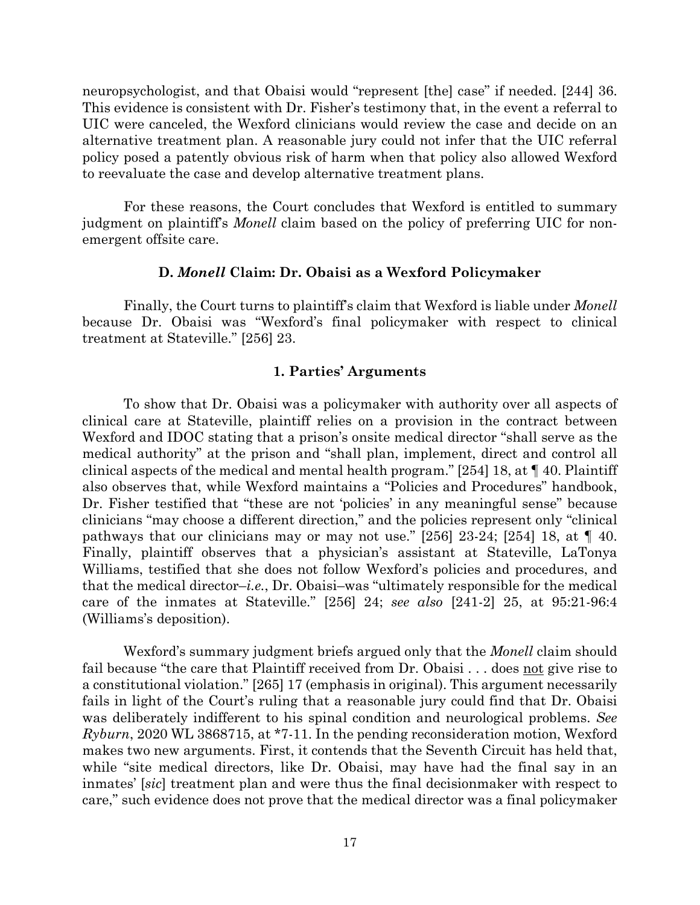neuropsychologist, and that Obaisi would "represent [the] case" if needed. [244] 36. This evidence is consistent with Dr. Fisher's testimony that, in the event a referral to UIC were canceled, the Wexford clinicians would review the case and decide on an alternative treatment plan. A reasonable jury could not infer that the UIC referral policy posed a patently obvious risk of harm when that policy also allowed Wexford to reevaluate the case and develop alternative treatment plans.

For these reasons, the Court concludes that Wexford is entitled to summary judgment on plaintiff's *Monell* claim based on the policy of preferring UIC for non-emergent offsite care.

### D. *Monell* Claim: Dr. Obaisi as a Wexford Policymaker

Finally, the Court turns to plaintiff's claim that Wexford is liable under *Monell* because Dr. Obaisi was "Wexford's final policymaker with respect to clinical treatment at Stateville." [256] 23.

#### 1. Parties' Arguments

To show that Dr. Obaisi was a policymaker with authority over all aspects of clinical care at Stateville, plaintiff relies on a provision in the contract between Wexford and IDOC stating that a prison's onsite medical director "shall serve as the medical authority" at the prison and "shall plan, implement, direct and control all clinical aspects of the medical and mental health program." [254] 18, at ¶ 40. Plaintiff also observes that, while Wexford maintains a "Policies and Procedures" handbook, Dr. Fisher testified that "these are not 'policies' in any meaningful sense" because clinicians "may choose a different direction," and the policies represent only "clinical pathways that our clinicians may or may not use." [256] 23-24; [254] 18, at ¶ 40. Finally, plaintiff observes that a physician's assistant at Stateville, LaTonya Williams, testified that she does not follow Wexford's policies and procedures, and that the medical director–*i.e.*, Dr. Obaisi–was "ultimately responsible for the medical care of the inmates at Stateville." [256] 24; *see also* [241-2] 25, at 95:21-96:4 (Williams's deposition).

Wexford's summary judgment briefs argued only that the *Monell* claim should fail because "the care that Plaintiff received from Dr. Obaisi . . . does <u>not</u> give rise to a constitutional violation." [265] 17 (emphasis in original). This argument necessarily fails in light of the Court's ruling that a reasonable jury could find that Dr. Obaisi was deliberately indifferent to his spinal condition and neurological problems. *See Ryburn*, 2020 WL 3868715, at \*7-11. In the pending reconsideration motion, Wexford makes two new arguments. First, it contends that the Seventh Circuit has held that, while "site medical directors, like Dr. Obaisi, may have had the final say in an inmates' [*sic*] treatment plan and were thus the final decisionmaker with respect to care," such evidence does not prove that the medical director was a final policymaker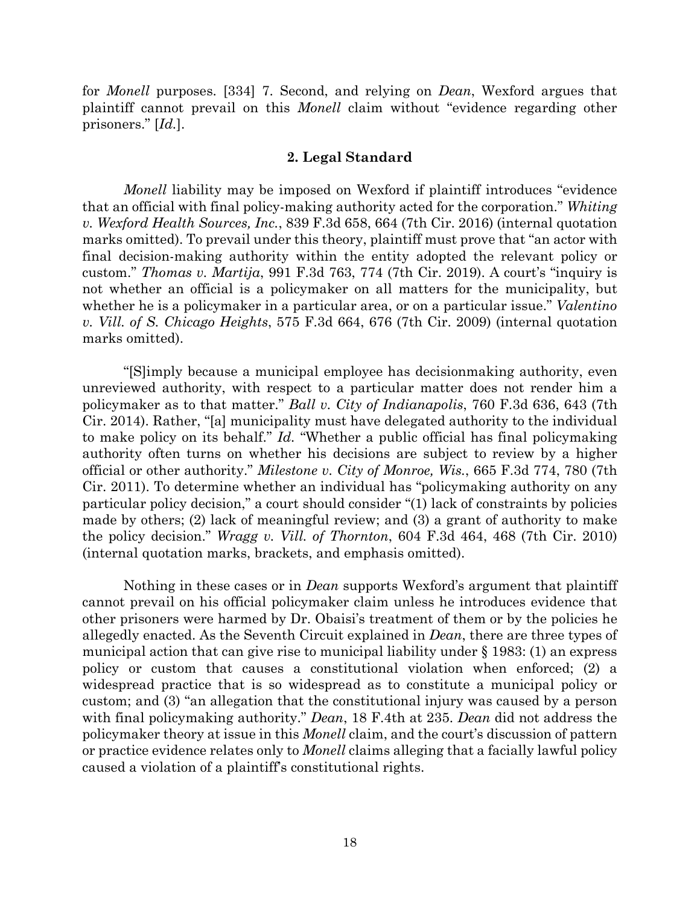for *Monell* purposes. [334] 7. Second, and relying on *Dean*, Wexford argues that plaintiff cannot prevail on this *Monell* claim without "evidence regarding other prisoners." [*Id.*].

### 2. Legal Standard

*Monell* liability may be imposed on Wexford if plaintiff introduces "evidence that an official with final policy-making authority acted for the corporation." *Whiting v. Wexford Health Sources, Inc.*, 839 F.3d 658, 664 (7th Cir. 2016) (internal quotation marks omitted). To prevail under this theory, plaintiff must prove that "an actor with final decision-making authority within the entity adopted the relevant policy or custom." *Thomas v. Martija*, 991 F.3d 763, 774 (7th Cir. 2019). A court's "inquiry is not whether an official is a policymaker on all matters for the municipality, but whether he is a policymaker in a particular area, or on a particular issue." *Valentino v. Vill. of S. Chicago Heights*, 575 F.3d 664, 676 (7th Cir. 2009) (internal quotation marks omitted).

"[S]imply because a municipal employee has decisionmaking authority, even unreviewed authority, with respect to a particular matter does not render him a policymaker as to that matter." *Ball v. City of Indianapolis*, 760 F.3d 636, 643 (7th Cir. 2014). Rather, "[a] municipality must have delegated authority to the individual to make policy on its behalf." *Id.* "Whether a public official has final policymaking authority often turns on whether his decisions are subject to review by a higher official or other authority." *Milestone v. City of Monroe, Wis.*, 665 F.3d 774, 780 (7th Cir. 2011). To determine whether an individual has "policymaking authority on any particular policy decision," a court should consider "(1) lack of constraints by policies made by others; (2) lack of meaningful review; and (3) a grant of authority to make the policy decision." *Wragg v. Vill. of Thornton*, 604 F.3d 464, 468 (7th Cir. 2010) (internal quotation marks, brackets, and emphasis omitted).

Nothing in these cases or in *Dean* supports Wexford's argument that plaintiff cannot prevail on his official policymaker claim unless he introduces evidence that other prisoners were harmed by Dr. Obaisi's treatment of them or by the policies he allegedly enacted. As the Seventh Circuit explained in *Dean*, there are three types of municipal action that can give rise to municipal liability under § 1983: (1) an express policy or custom that causes a constitutional violation when enforced; (2) a widespread practice that is so widespread as to constitute a municipal policy or custom; and (3) "an allegation that the constitutional injury was caused by a person with final policymaking authority." *Dean*, 18 F.4th at 235. *Dean* did not address the policymaker theory at issue in this *Monell* claim, and the court's discussion of pattern or practice evidence relates only to *Monell* claims alleging that a facially lawful policy caused a violation of a plaintiff's constitutional rights.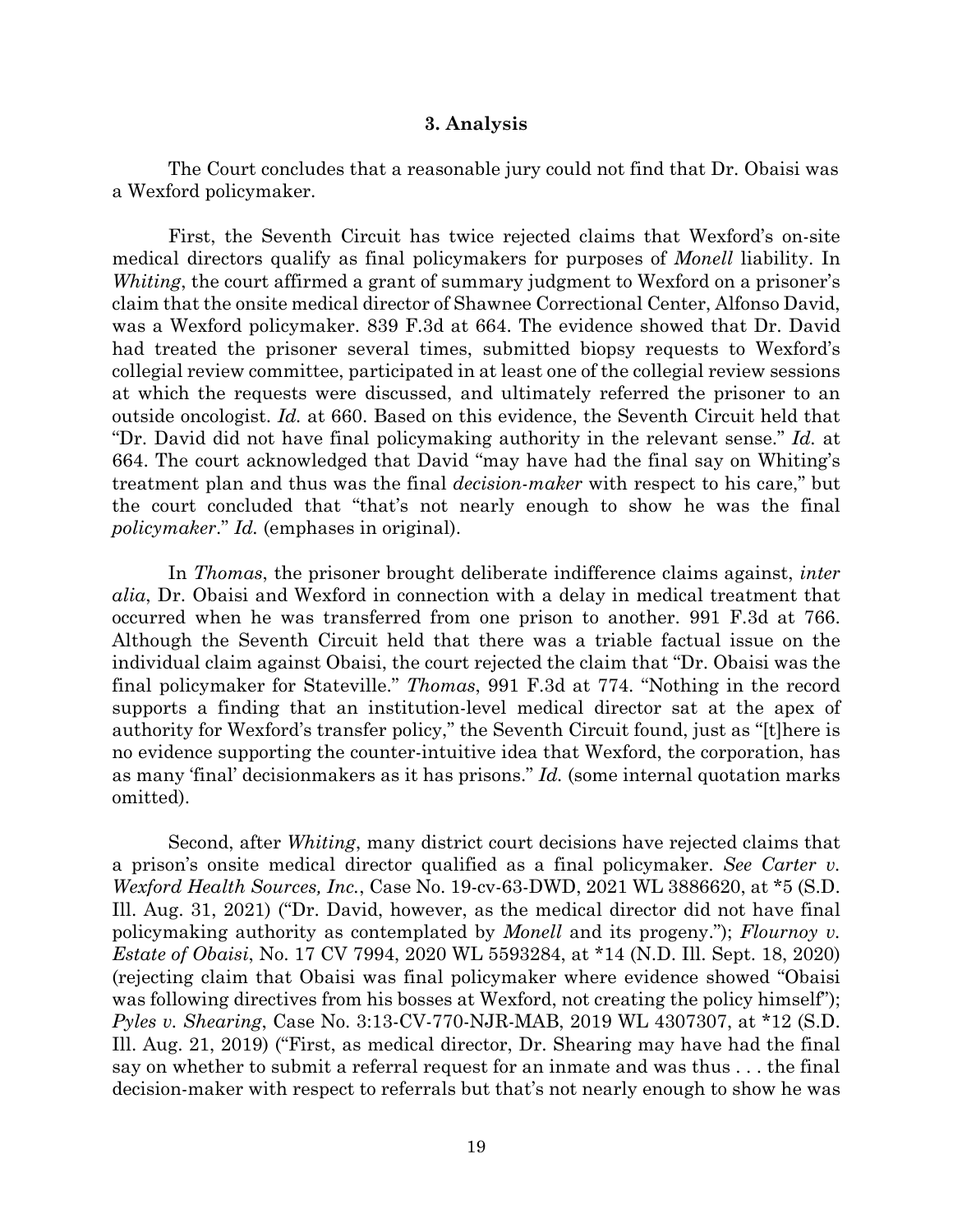### 3. Analysis

The Court concludes that a reasonable jury could not find that Dr. Obaisi was a Wexford policymaker.

First, the Seventh Circuit has twice rejected claims that Wexford's on-site medical directors qualify as final policymakers for purposes of *Monell* liability. In *Whiting*, the court affirmed a grant of summary judgment to Wexford on a prisoner's claim that the onsite medical director of Shawnee Correctional Center, Alfonso David, was a Wexford policymaker. 839 F.3d at 664. The evidence showed that Dr. David had treated the prisoner several times, submitted biopsy requests to Wexford's collegial review committee, participated in at least one of the collegial review sessions at which the requests were discussed, and ultimately referred the prisoner to an outside oncologist. *Id.* at 660. Based on this evidence, the Seventh Circuit held that "Dr. David did not have final policymaking authority in the relevant sense." *Id.* at 664. The court acknowledged that David "may have had the final say on Whiting's treatment plan and thus was the final *decision-maker* with respect to his care," but the court concluded that "that's not nearly enough to show he was the final *policymaker*." *Id.* (emphases in original).

In *Thomas*, the prisoner brought deliberate indifference claims against, *inter alia*, Dr. Obaisi and Wexford in connection with a delay in medical treatment that occurred when he was transferred from one prison to another. 991 F.3d at 766. Although the Seventh Circuit held that there was a triable factual issue on the individual claim against Obaisi, the court rejected the claim that "Dr. Obaisi was the final policymaker for Stateville." *Thomas*, 991 F.3d at 774. "Nothing in the record supports a finding that an institution-level medical director sat at the apex of authority for Wexford's transfer policy," the Seventh Circuit found, just as "[t]here is no evidence supporting the counter-intuitive idea that Wexford, the corporation, has as many 'final' decisionmakers as it has prisons." *Id.* (some internal quotation marks omitted).

Second, after *Whiting*, many district court decisions have rejected claims that a prison's onsite medical director qualified as a final policymaker. *See Carter v. Wexford Health Sources, Inc.*, Case No. 19-cv-63-DWD, 2021 WL 3886620, at *5 (S.D. Ill. Aug. 31, 2021) ("Dr. David, however, as the medical director did not have final policymaking authority as contemplated by *Monell* and its progeny."); *Flournoy v. Estate of Obaisi*, No. 17 CV 7994, 2020 WL 5593284, at *14 (N.D. Ill. Sept. 18, 2020) (rejecting claim that Obaisi was final policymaker where evidence showed "Obaisi was following directives from his bosses at Wexford, not creating the policy himself"); *Pyles v. Shearing*, Case No. 3:13-CV-770-NJR-MAB, 2019 WL 4307307, at *12 (S.D. Ill. Aug. 21, 2019) ("First, as medical director, Dr. Shearing may have had the final say on whether to submit a referral request for an inmate and was thus . . . the final decision-maker with respect to referrals but that's not nearly enough to show he was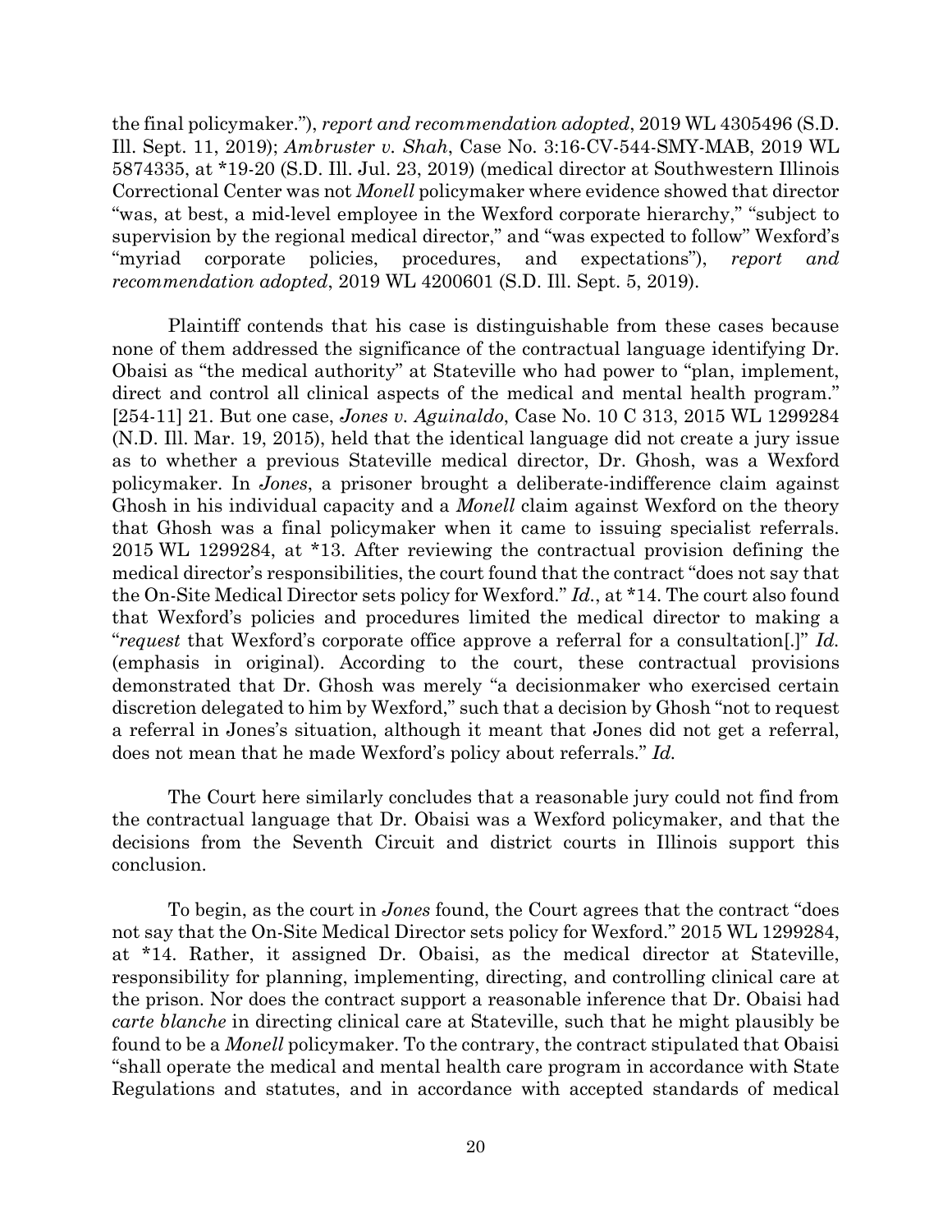the final policymaker."), *report and recommendation adopted*, 2019 WL 4305496 (S.D. Ill. Sept. 11, 2019); *Ambruster v. Shah*, Case No. 3:16-CV-544-SMY-MAB, 2019 WL 5874335, at *19-20 (S.D. Ill. Jul. 23, 2019) (medical director at Southwestern Illinois Correctional Center was not *Monell* policymaker where evidence showed that director "was, at best, a mid-level employee in the Wexford corporate hierarchy," "subject to supervision by the regional medical director," and "was expected to follow" Wexford's "myriad corporate policies, procedures, and expectations"), *report and recommendation adopted*, 2019 WL 4200601 (S.D. Ill. Sept. 5, 2019).

Plaintiff contends that his case is distinguishable from these cases because none of them addressed the significance of the contractual language identifying Dr. Obaisi as "the medical authority" at Stateville who had power to "plan, implement, direct and control all clinical aspects of the medical and mental health program." [254-11] 21. But one case, *Jones v. Aguinaldo*, Case No. 10 C 313, 2015 WL 1299284 (N.D. Ill. Mar. 19, 2015), held that the identical language did not create a jury issue as to whether a previous Stateville medical director, Dr. Ghosh, was a Wexford policymaker. In *Jones*, a prisoner brought a deliberate-indifference claim against Ghosh in his individual capacity and a *Monell* claim against Wexford on the theory that Ghosh was a final policymaker when it came to issuing specialist referrals. 2015 WL 1299284, at *13. After reviewing the contractual provision defining the medical director's responsibilities, the court found that the contract "does not say that the On-Site Medical Director sets policy for Wexford." *Id.*, at *14. The court also found that Wexford's policies and procedures limited the medical director to making a "*request* that Wexford's corporate office approve a referral for a consultation[.]" *Id.* (emphasis in original). According to the court, these contractual provisions demonstrated that Dr. Ghosh was merely "a decisionmaker who exercised certain discretion delegated to him by Wexford," such that a decision by Ghosh "not to request a referral in Jones's situation, although it meant that Jones did not get a referral, does not mean that he made Wexford's policy about referrals." *Id.*

The Court here similarly concludes that a reasonable jury could not find from the contractual language that Dr. Obaisi was a Wexford policymaker, and that the decisions from the Seventh Circuit and district courts in Illinois support this conclusion.

To begin, as the court in *Jones* found, the Court agrees that the contract "does not say that the On-Site Medical Director sets policy for Wexford." 2015 WL 1299284, at *14. Rather, it assigned Dr. Obaisi, as the medical director at Stateville, responsibility for planning, implementing, directing, and controlling clinical care at the prison. Nor does the contract support a reasonable inference that Dr. Obaisi had *carte blanche* in directing clinical care at Stateville, such that he might plausibly be found to be a *Monell* policymaker. To the contrary, the contract stipulated that Obaisi "shall operate the medical and mental health care program in accordance with State Regulations and statutes, and in accordance with accepted standards of medical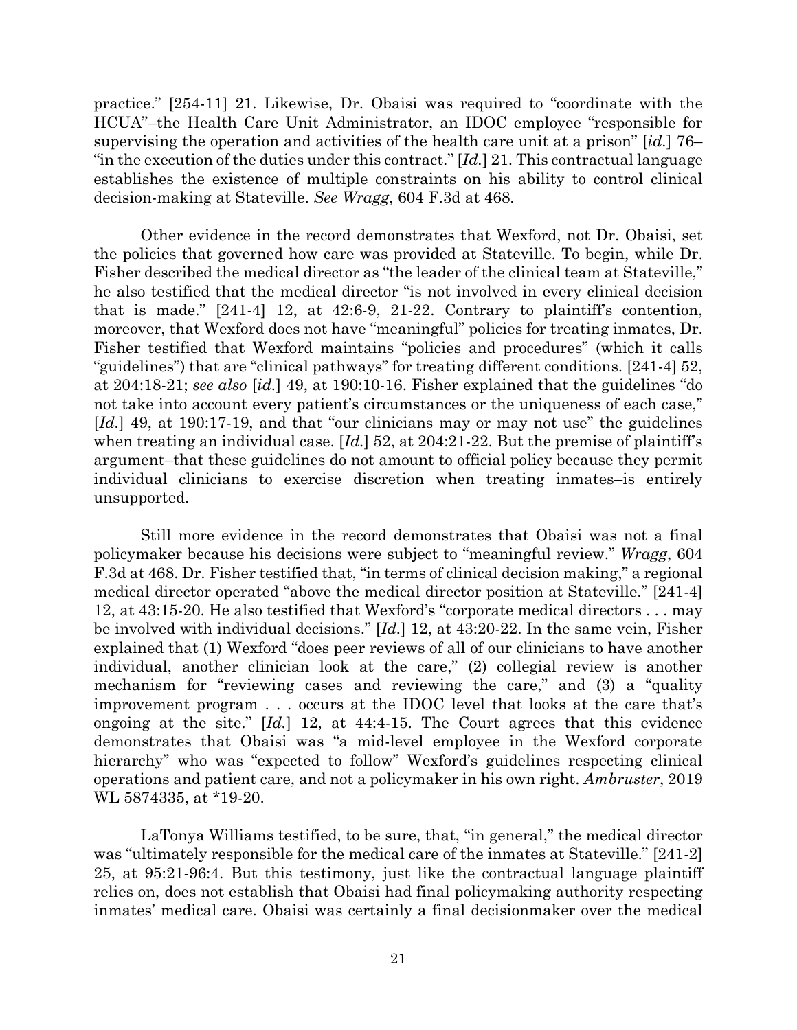practice." [254-11] 21. Likewise, Dr. Obaisi was required to "coordinate with the HCUA"–the Health Care Unit Administrator, an IDOC employee "responsible for supervising the operation and activities of the health care unit at a prison" [*id.*] 76–"in the execution of the duties under this contract." [*Id.*] 21. This contractual language establishes the existence of multiple constraints on his ability to control clinical decision-making at Stateville. *See Wragg*, 604 F.3d at 468.

Other evidence in the record demonstrates that Wexford, not Dr. Obaisi, set the policies that governed how care was provided at Stateville. To begin, while Dr. Fisher described the medical director as "the leader of the clinical team at Stateville," he also testified that the medical director "is not involved in every clinical decision that is made." [241-4] 12, at 42:6-9, 21-22. Contrary to plaintiff's contention, moreover, that Wexford does not have "meaningful" policies for treating inmates, Dr. Fisher testified that Wexford maintains "policies and procedures" (which it calls "guidelines") that are "clinical pathways" for treating different conditions. [241-4] 52, at 204:18-21; *see also* [*id.*] 49, at 190:10-16. Fisher explained that the guidelines "do not take into account every patient's circumstances or the uniqueness of each case," [*Id.*] 49, at 190:17-19, and that "our clinicians may or may not use" the guidelines when treating an individual case. [*Id.*] 52, at 204:21-22. But the premise of plaintiff's argument–that these guidelines do not amount to official policy because they permit individual clinicians to exercise discretion when treating inmates–is entirely unsupported.

Still more evidence in the record demonstrates that Obaisi was not a final policymaker because his decisions were subject to "meaningful review." *Wragg*, 604 F.3d at 468. Dr. Fisher testified that, "in terms of clinical decision making," a regional medical director operated "above the medical director position at Stateville." [241-4] 12, at 43:15-20. He also testified that Wexford's "corporate medical directors . . . may be involved with individual decisions." [*Id.*] 12, at 43:20-22. In the same vein, Fisher explained that (1) Wexford "does peer reviews of all of our clinicians to have another individual, another clinician look at the care," (2) collegial review is another mechanism for "reviewing cases and reviewing the care," and (3) a "quality improvement program . . . occurs at the IDOC level that looks at the care that's ongoing at the site." [*Id.*] 12, at 44:4-15. The Court agrees that this evidence demonstrates that Obaisi was "a mid-level employee in the Wexford corporate hierarchy" who was "expected to follow" Wexford's guidelines respecting clinical operations and patient care, and not a policymaker in his own right. *Ambruster*, 2019 WL 5874335, at *19-20.

LaTonya Williams testified, to be sure, that, "in general," the medical director was "ultimately responsible for the medical care of the inmates at Stateville." [241-2] 25, at 95:21-96:4. But this testimony, just like the contractual language plaintiff relies on, does not establish that Obaisi had final policymaking authority respecting inmates' medical care. Obaisi was certainly a final decisionmaker over the medical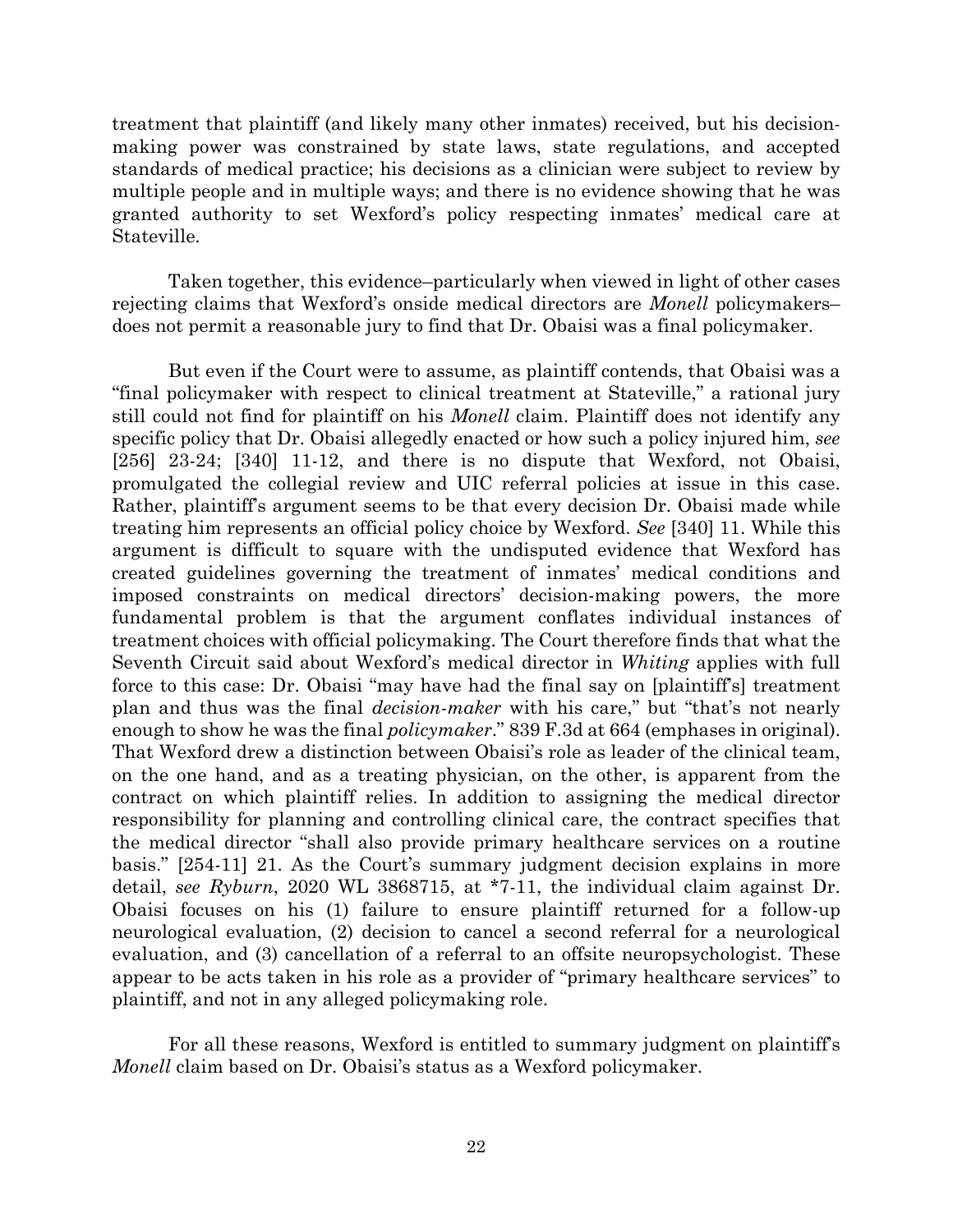treatment that plaintiff (and likely many other inmates) received, but his decision-making power was constrained by state laws, state regulations, and accepted standards of medical practice; his decisions as a clinician were subject to review by multiple people and in multiple ways; and there is no evidence showing that he was granted authority to set Wexford's policy respecting inmates' medical care at Stateville.

Taken together, this evidence–particularly when viewed in light of other cases rejecting claims that Wexford's onside medical directors are *Monell* policymakers–does not permit a reasonable jury to find that Dr. Obaisi was a final policymaker.

But even if the Court were to assume, as plaintiff contends, that Obaisi was a "final policymaker with respect to clinical treatment at Stateville," a rational jury still could not find for plaintiff on his *Monell* claim. Plaintiff does not identify any specific policy that Dr. Obaisi allegedly enacted or how such a policy injured him, *see* [256] 23-24; [340] 11-12, and there is no dispute that Wexford, not Obaisi, promulgated the collegial review and UIC referral policies at issue in this case. Rather, plaintiff's argument seems to be that every decision Dr. Obaisi made while treating him represents an official policy choice by Wexford. *See* [340] 11. While this argument is difficult to square with the undisputed evidence that Wexford has created guidelines governing the treatment of inmates' medical conditions and imposed constraints on medical directors' decision-making powers, the more fundamental problem is that the argument conflates individual instances of treatment choices with official policymaking. The Court therefore finds that what the Seventh Circuit said about Wexford's medical director in *Whiting* applies with full force to this case: Dr. Obaisi "may have had the final say on [plaintiff's] treatment plan and thus was the final *decision-maker* with his care," but "that's not nearly enough to show he was the final *policymaker*." 839 F.3d at 664 (emphases in original). That Wexford drew a distinction between Obaisi's role as leader of the clinical team, on the one hand, and as a treating physician, on the other, is apparent from the contract on which plaintiff relies. In addition to assigning the medical director responsibility for planning and controlling clinical care, the contract specifies that the medical director "shall also provide primary healthcare services on a routine basis." [254-11] 21. As the Court's summary judgment decision explains in more detail, *see Ryburn*, 2020 WL 3868715, at \*7-11, the individual claim against Dr. Obaisi focuses on his (1) failure to ensure plaintiff returned for a follow-up neurological evaluation, (2) decision to cancel a second referral for a neurological evaluation, and (3) cancellation of a referral to an offsite neuropsychologist. These appear to be acts taken in his role as a provider of "primary healthcare services" to plaintiff, and not in any alleged policymaking role.

For all these reasons, Wexford is entitled to summary judgment on plaintiff's *Monell* claim based on Dr. Obaisi's status as a Wexford policymaker.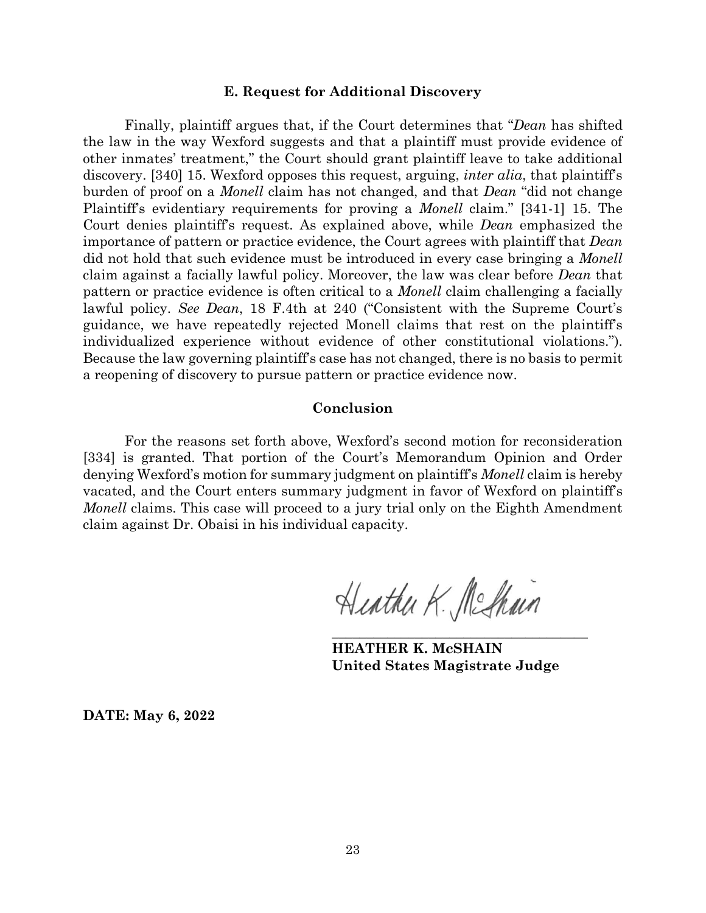### E. Request for Additional Discovery

Finally, plaintiff argues that, if the Court determines that "*Dean* has shifted the law in the way Wexford suggests and that a plaintiff must provide evidence of other inmates' treatment," the Court should grant plaintiff leave to take additional discovery. [340] 15. Wexford opposes this request, arguing, *inter alia*, that plaintiff's burden of proof on a *Monell* claim has not changed, and that *Dean* "did not change Plaintiff's evidentiary requirements for proving a *Monell* claim." [341-1] 15. The Court denies plaintiff's request. As explained above, while *Dean* emphasized the importance of pattern or practice evidence, the Court agrees with plaintiff that *Dean* did not hold that such evidence must be introduced in every case bringing a *Monell* claim against a facially lawful policy. Moreover, the law was clear before *Dean* that pattern or practice evidence is often critical to a *Monell* claim challenging a facially lawful policy. *See Dean*, 18 F.4th at 240 ("Consistent with the Supreme Court's guidance, we have repeatedly rejected Monell claims that rest on the plaintiff's individualized experience without evidence of other constitutional violations."). Because the law governing plaintiff's case has not changed, there is no basis to permit a reopening of discovery to pursue pattern or practice evidence now.

### Conclusion

For the reasons set forth above, Wexford's second motion for reconsideration [334] is granted. That portion of the Court's Memorandum Opinion and Order denying Wexford's motion for summary judgment on plaintiff's *Monell* claim is hereby vacated, and the Court enters summary judgment in favor of Wexford on plaintiff's *Monell* claims. This case will proceed to a jury trial only on the Eighth Amendment claim against Dr. Obaisi in his individual capacity.

Heather K. McShain

**HEATHER K. McSHAIN**
**United States Magistrate Judge**

**DATE: May 6, 2022**